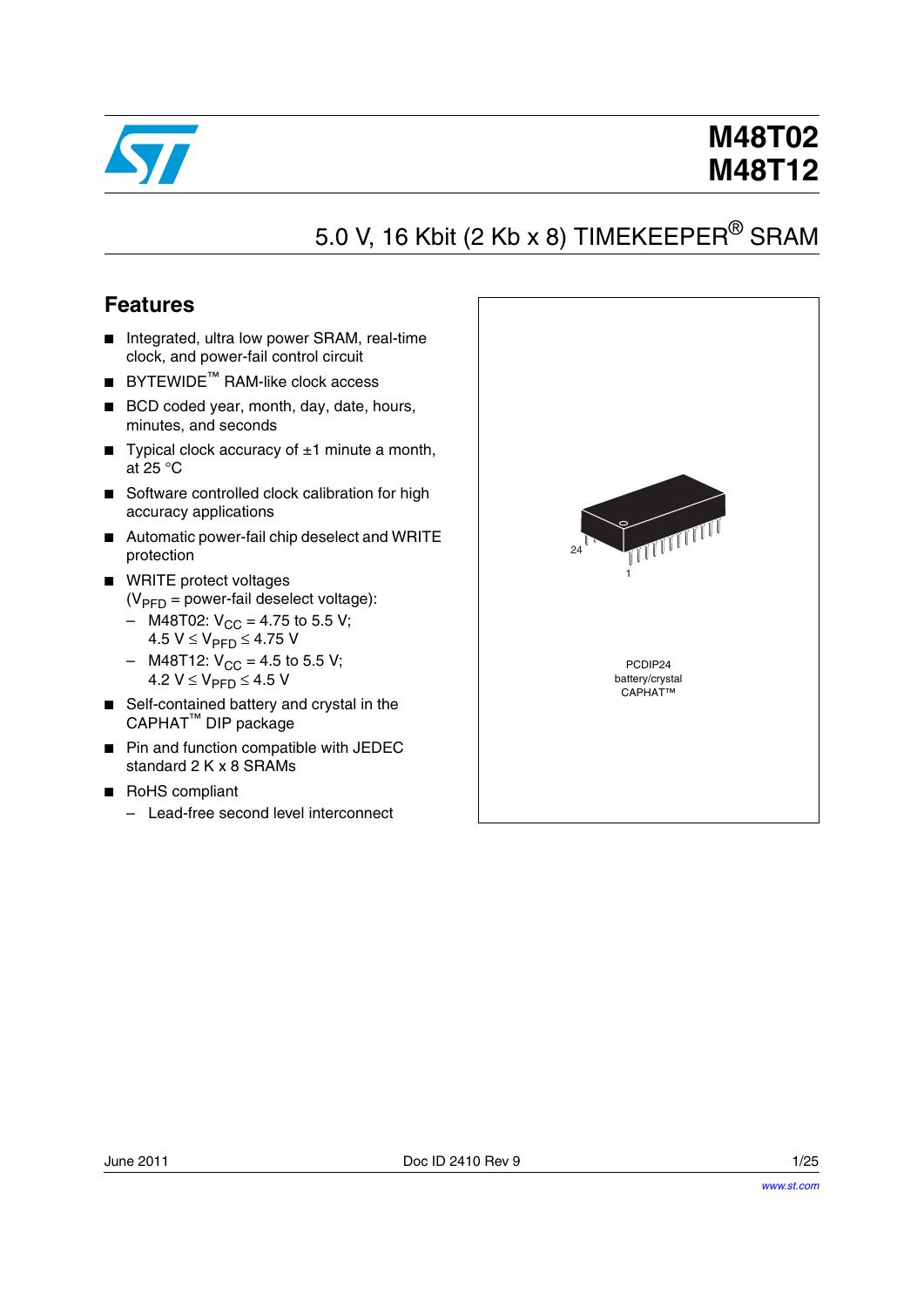# M48T02
# M48T12

## 5.0 V, 16 Kbit (2 Kb x 8) TIMEKEEPER® SRAM

## Features

- Integrated, ultra low power SRAM, real-time clock, and power-fail control circuit
- BYTEWIDE™ RAM-like clock access
- BCD coded year, month, day, date, hours, minutes, and seconds
- Typical clock accuracy of ±1 minute a month, at 25 °C
- Software controlled clock calibration for high accuracy applications
- Automatic power-fail chip deselect and WRITE protection
- WRITE protect voltages ($V_{PFD}$ = power-fail deselect voltage):
  - M48T02: $V_{CC}$ = 4.75 to 5.5 V; 4.5 V ≤ $V_{PFD}$ ≤ 4.75 V
  - M48T12: $V_{CC}$ = 4.5 to 5.5 V; 4.2 V ≤ $V_{PFD}$ ≤ 4.5 V
- Self-contained battery and crystal in the CAPHAT™ DIP package
- Pin and function compatible with JEDEC standard 2 K x 8 SRAMs
- RoHS compliant
  - Lead-free second level interconnect

24

1

PCDIP24
battery/crystal
CAPHAT™

June 2011 Doc ID 2410 Rev 9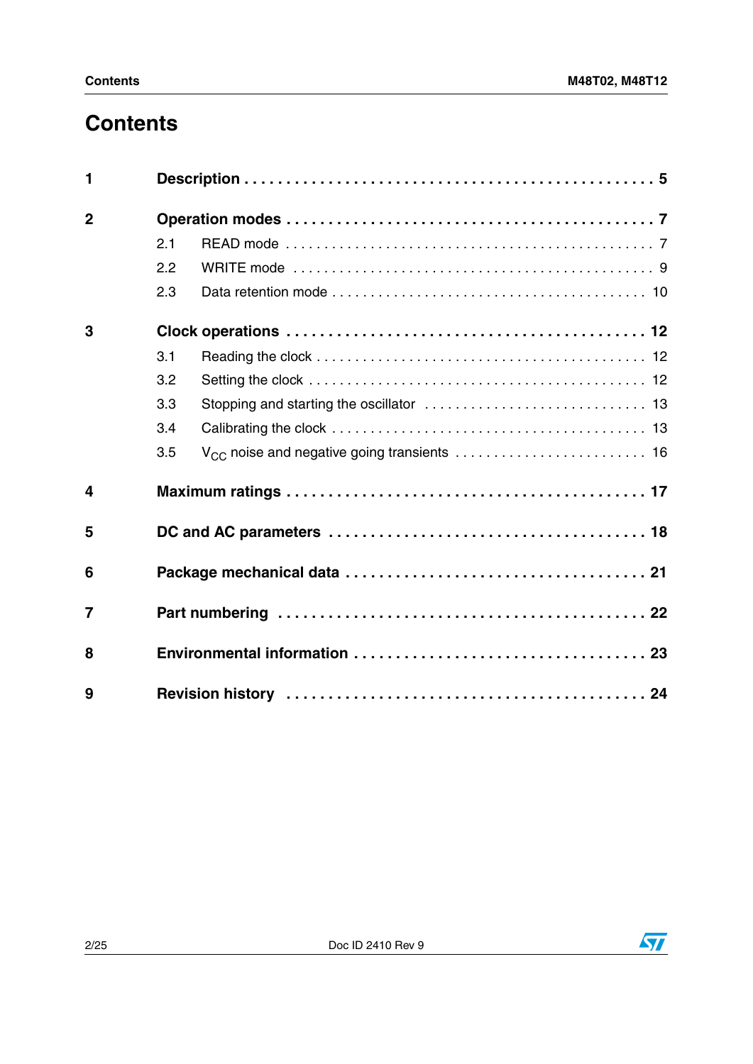# Contents

| | | |
|---|---|---|
| **1** | **Description** | **5** |
| **2** | **Operation modes** | **7** |
| | 2.1 READ mode | 7 |
| | 2.2 WRITE mode | 9 |
| | 2.3 Data retention mode | 10 |
| **3** | **Clock operations** | **12** |
| | 3.1 Reading the clock | 12 |
| | 3.2 Setting the clock | 12 |
| | 3.3 Stopping and starting the oscillator | 13 |
| | 3.4 Calibrating the clock | 13 |
| | 3.5 $V_{CC}$ noise and negative going transients | 16 |
| **4** | **Maximum ratings** | **17** |
| **5** | **DC and AC parameters** | **18** |
| **6** | **Package mechanical data** | **21** |
| **7** | **Part numbering** | **22** |
| **8** | **Environmental information** | **23** |
| **9** | **Revision history** | **24** |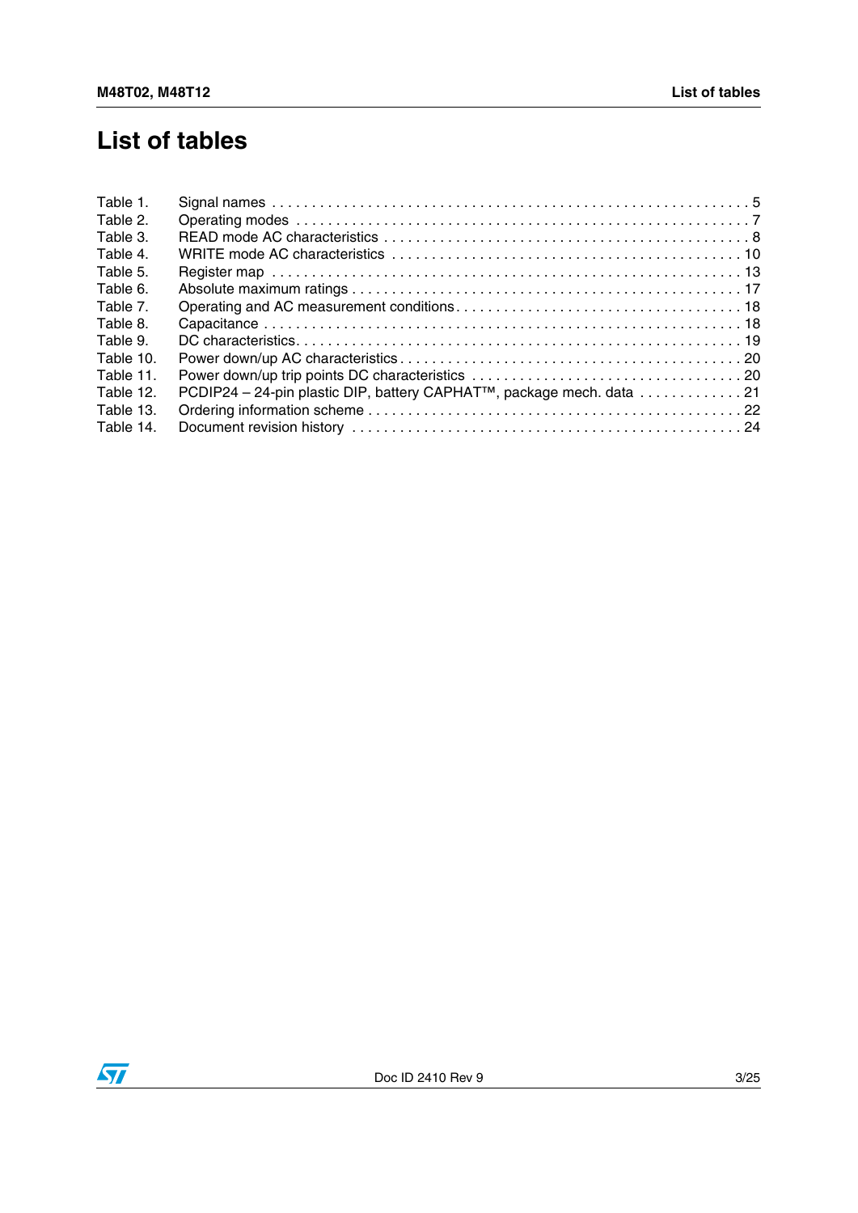# List of tables

- Table 1. Signal names . . . . . . . . . . . . . . . . . . . . . . . . . . . . . . . . . . . . . . . . . . . . . . . . . . . . . . . . . . . 5
- Table 2. Operating modes . . . . . . . . . . . . . . . . . . . . . . . . . . . . . . . . . . . . . . . . . . . . . . . . . . . . . . . . 7
- Table 3. READ mode AC characteristics . . . . . . . . . . . . . . . . . . . . . . . . . . . . . . . . . . . . . . . . . . . . . 8
- Table 4. WRITE mode AC characteristics . . . . . . . . . . . . . . . . . . . . . . . . . . . . . . . . . . . . . . . . . . . 10
- Table 5. Register map . . . . . . . . . . . . . . . . . . . . . . . . . . . . . . . . . . . . . . . . . . . . . . . . . . . . . . . . . 13
- Table 6. Absolute maximum ratings . . . . . . . . . . . . . . . . . . . . . . . . . . . . . . . . . . . . . . . . . . . . . . . 17
- Table 7. Operating and AC measurement conditions . . . . . . . . . . . . . . . . . . . . . . . . . . . . . . . . . . . 18
- Table 8. Capacitance . . . . . . . . . . . . . . . . . . . . . . . . . . . . . . . . . . . . . . . . . . . . . . . . . . . . . . . . . 18
- Table 9. DC characteristics. . . . . . . . . . . . . . . . . . . . . . . . . . . . . . . . . . . . . . . . . . . . . . . . . . . . . 19
- Table 10. Power down/up AC characteristics . . . . . . . . . . . . . . . . . . . . . . . . . . . . . . . . . . . . . . . . . 20
- Table 11. Power down/up trip points DC characteristics . . . . . . . . . . . . . . . . . . . . . . . . . . . . . . . . . 20
- Table 12. PCDIP24 – 24-pin plastic DIP, battery CAPHAT™, package mech. data . . . . . . . . . . . . . 21
- Table 13. Ordering information scheme . . . . . . . . . . . . . . . . . . . . . . . . . . . . . . . . . . . . . . . . . . . . . 22
- Table 14. Document revision history . . . . . . . . . . . . . . . . . . . . . . . . . . . . . . . . . . . . . . . . . . . . . . 24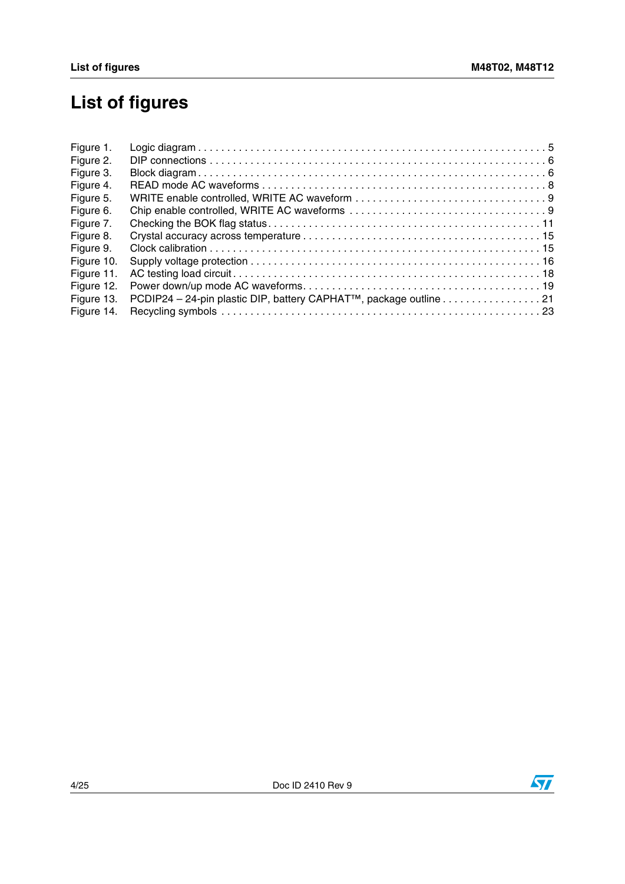# List of figures

| | | |
|---|---|---|
| Figure 1. | Logic diagram | 5 |
| Figure 2. | DIP connections | 6 |
| Figure 3. | Block diagram | 6 |
| Figure 4. | READ mode AC waveforms | 8 |
| Figure 5. | WRITE enable controlled, WRITE AC waveform | 9 |
| Figure 6. | Chip enable controlled, WRITE AC waveforms | 9 |
| Figure 7. | Checking the BOK flag status | 11 |
| Figure 8. | Crystal accuracy across temperature | 15 |
| Figure 9. | Clock calibration | 15 |
| Figure 10. | Supply voltage protection | 16 |
| Figure 11. | AC testing load circuit | 18 |
| Figure 12. | Power down/up mode AC waveforms | 19 |
| Figure 13. | PCDIP24 – 24-pin plastic DIP, battery CAPHAT™, package outline | 21 |
| Figure 14. | Recycling symbols | 23 |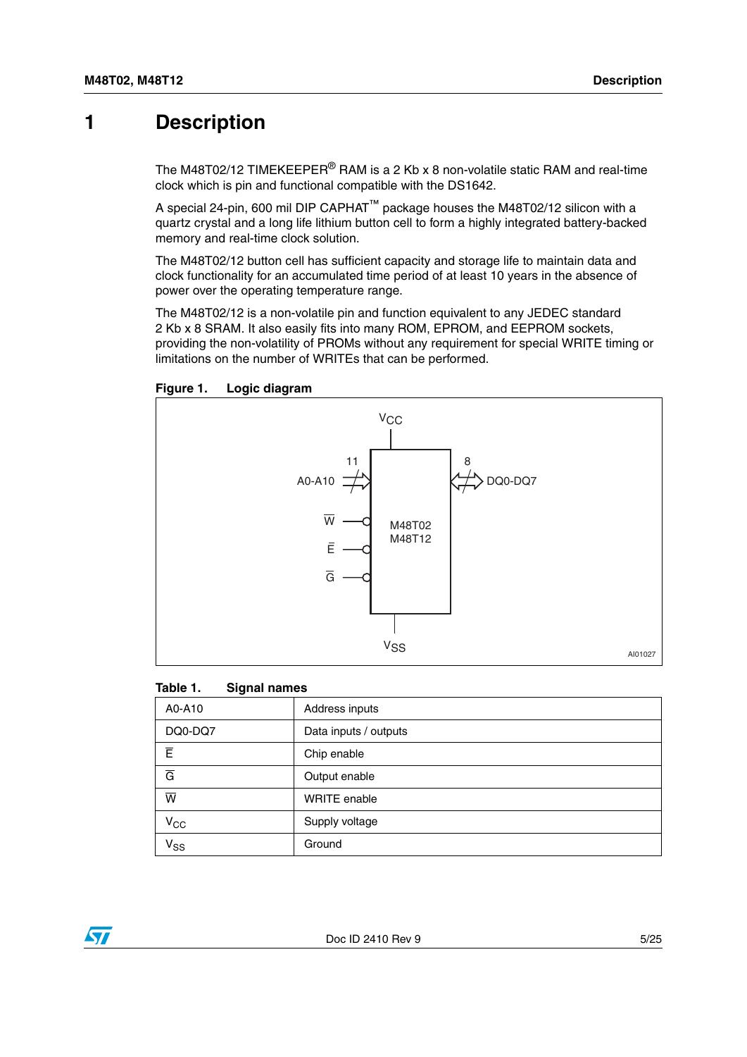# 1 Description

The M48T02/12 TIMEKEEPER® RAM is a 2 Kb x 8 non-volatile static RAM and real-time clock which is pin and functional compatible with the DS1642.

A special 24-pin, 600 mil DIP CAPHAT™ package houses the M48T02/12 silicon with a quartz crystal and a long life lithium button cell to form a highly integrated battery-backed memory and real-time clock solution.

The M48T02/12 button cell has sufficient capacity and storage life to maintain data and clock functionality for an accumulated time period of at least 10 years in the absence of power over the operating temperature range.

The M48T02/12 is a non-volatile pin and function equivalent to any JEDEC standard 2 Kb x 8 SRAM. It also easily fits into many ROM, EPROM, and EEPROM sockets, providing the non-volatility of PROMs without any requirement for special WRITE timing or limitations on the number of WRITEs that can be performed.

**Figure 1. Logic diagram**

**Table 1. Signal names**

| | |
|---|---|
| A0-A10 | Address inputs |
| DQ0-DQ7 | Data inputs / outputs |
| $\overline{E}$ | Chip enable |
| $\overline{G}$ | Output enable |
| $\overline{W}$ | WRITE enable |
| $V_{CC}$ | Supply voltage |
| $V_{SS}$ | Ground |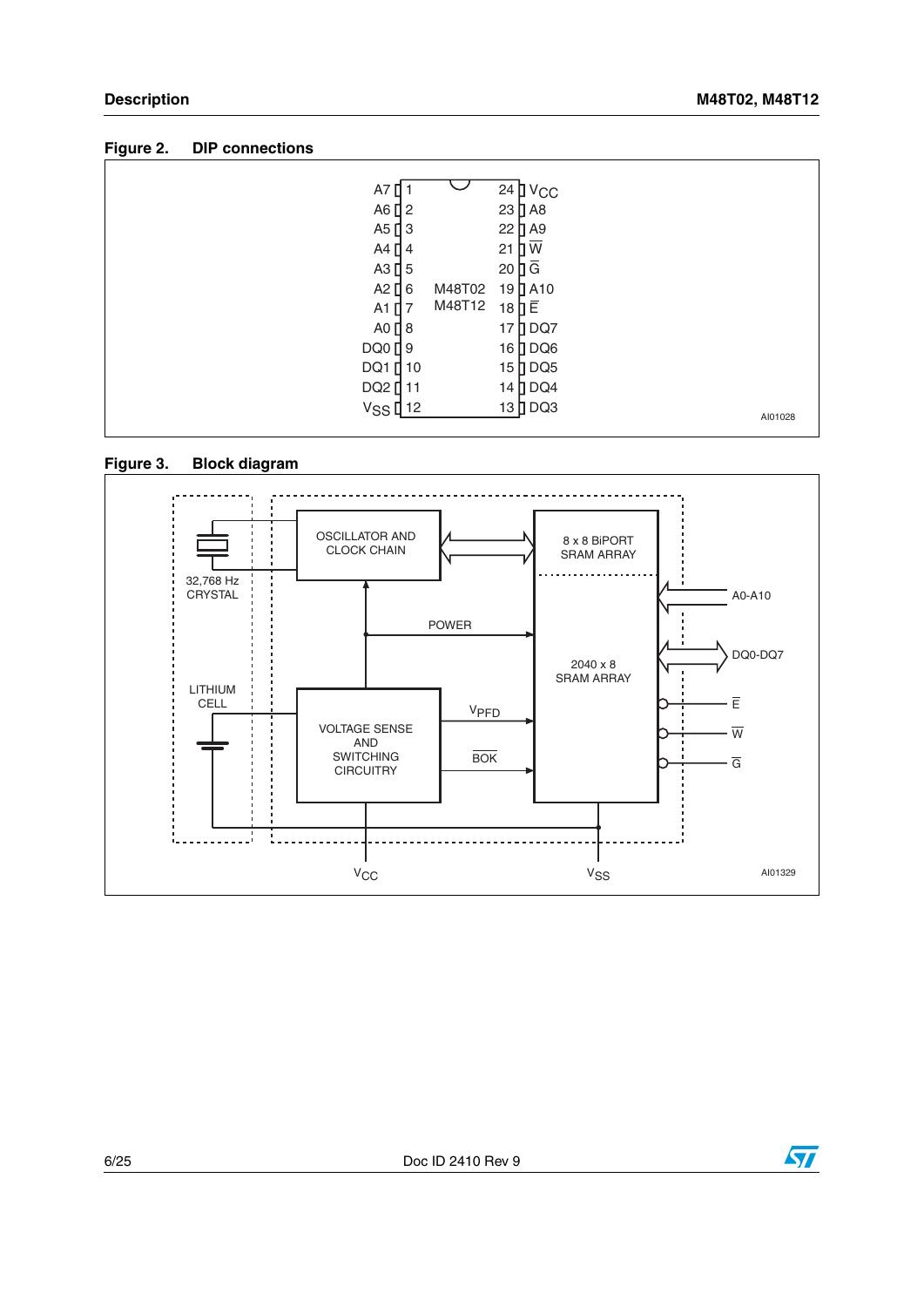**Figure 2. DIP connections**

| Pin | Name | Pin | Name |
|---|---|---|---|
| 1 | A7 | 24 | $V_{CC}$ |
| 2 | A6 | 23 | A8 |
| 3 | A5 | 22 | A9 |
| 4 | A4 | 21 | $\overline{W}$ |
| 5 | A3 | 20 | $\overline{G}$ |
| 6 | A2 | 19 | A10 |
| 7 | A1 | 18 | $\overline{E}$ |
| 8 | A0 | 17 | DQ7 |
| 9 | DQ0 | 16 | DQ6 |
| 10 | DQ1 | 15 | DQ5 |
| 11 | DQ2 | 14 | DQ4 |
| 12 | $V_{SS}$ | 13 | DQ3 |

M48T02
M48T12

AI01028

**Figure 3. Block diagram**

32,768 Hz CRYSTAL

LITHIUM CELL

OSCILLATOR AND CLOCK CHAIN

8 x 8 BiPORT SRAM ARRAY

2040 x 8 SRAM ARRAY

POWER

VOLTAGE SENSE AND SWITCHING CIRCUITRY

$V_{PFD}$

$\overline{BOK}$

A0-A10

DQ0-DQ7

$\overline{E}$

$\overline{W}$

$\overline{G}$

$V_{CC}$

$V_{SS}$

AI01329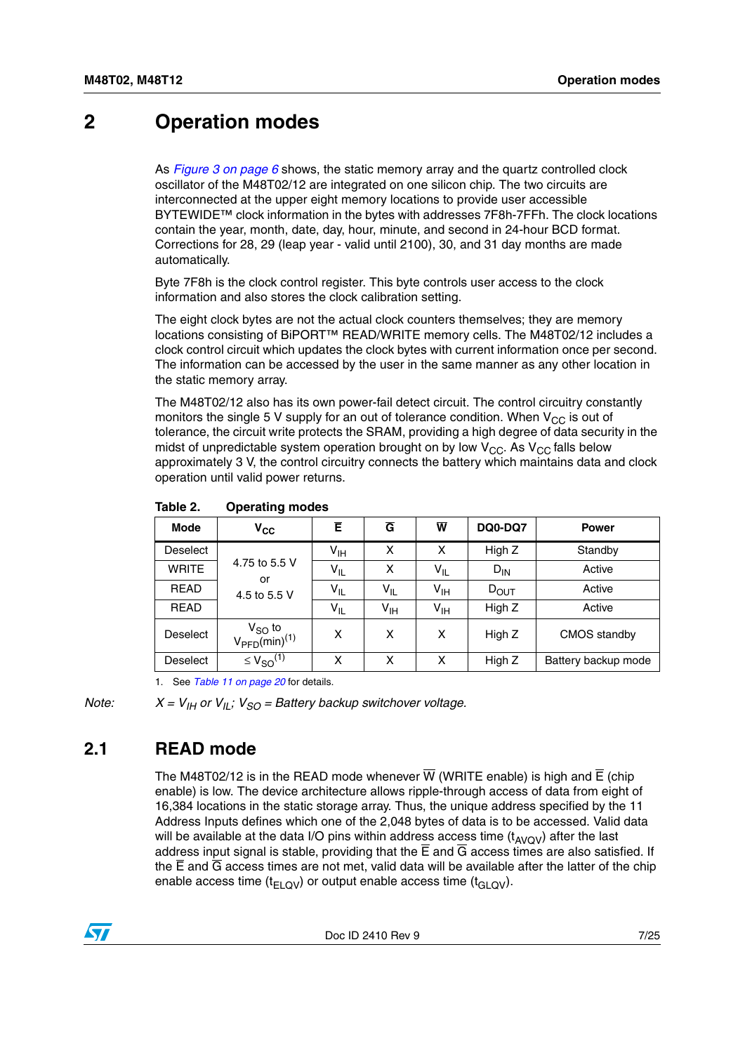## 2 Operation modes

As Figure 3 on page 6 shows, the static memory array and the quartz controlled clock oscillator of the M48T02/12 are integrated on one silicon chip. The two circuits are interconnected at the upper eight memory locations to provide user accessible BYTEWIDE™ clock information in the bytes with addresses 7F8h-7FFh. The clock locations contain the year, month, date, day, hour, minute, and second in 24-hour BCD format. Corrections for 28, 29 (leap year - valid until 2100), 30, and 31 day months are made automatically.

Byte 7F8h is the clock control register. This byte controls user access to the clock information and also stores the clock calibration setting.

The eight clock bytes are not the actual clock counters themselves; they are memory locations consisting of BiPORT™ READ/WRITE memory cells. The M48T02/12 includes a clock control circuit which updates the clock bytes with current information once per second. The information can be accessed by the user in the same manner as any other location in the static memory array.

The M48T02/12 also has its own power-fail detect circuit. The control circuitry constantly monitors the single 5 V supply for an out of tolerance condition. When $V_{CC}$ is out of tolerance, the circuit write protects the SRAM, providing a high degree of data security in the midst of unpredictable system operation brought on by low $V_{CC}$. As $V_{CC}$ falls below approximately 3 V, the control circuitry connects the battery which maintains data and clock operation until valid power returns.

**Table 2. Operating modes**

| Mode | $V_{CC}$ | $\overline{E}$ | $\overline{G}$ | $\overline{W}$ | DQ0-DQ7 | Power |
|---|---|---|---|---|---|---|
| Deselect | 4.75 to 5.5 V or 4.5 to 5.5 V | $V_{IH}$ | X | X | High Z | Standby |
| WRITE | | $V_{IL}$ | X | $V_{IL}$ | $D_{IN}$ | Active |
| READ | | $V_{IL}$ | $V_{IL}$ | $V_{IH}$ | $D_{OUT}$ | Active |
| READ | | $V_{IL}$ | $V_{IH}$ | $V_{IH}$ | High Z | Active |
| Deselect | $V_{SO}$ to $V_{PFD}$(min)[(1)] | X | X | X | High Z | CMOS standby |
| Deselect | $\leq V_{SO}$[(1)] | X | X | X | High Z | Battery backup mode |

1. See Table 11 on page 20 for details.

*Note: $X = V_{IH}$ or $V_{IL}$; $V_{SO}$ = Battery backup switchover voltage.*

### 2.1 READ mode

The M48T02/12 is in the READ mode whenever $\overline{W}$ (WRITE enable) is high and $\overline{E}$ (chip enable) is low. The device architecture allows ripple-through access of data from eight of 16,384 locations in the static storage array. Thus, the unique address specified by the 11 Address Inputs defines which one of the 2,048 bytes of data is to be accessed. Valid data will be available at the data I/O pins within address access time ($t_{AVQV}$) after the last address input signal is stable, providing that the $\overline{E}$ and $\overline{G}$ access times are also satisfied. If the $\overline{E}$ and $\overline{G}$ access times are not met, valid data will be available after the latter of the chip enable access time ($t_{ELQV}$) or output enable access time ($t_{GLQV}$).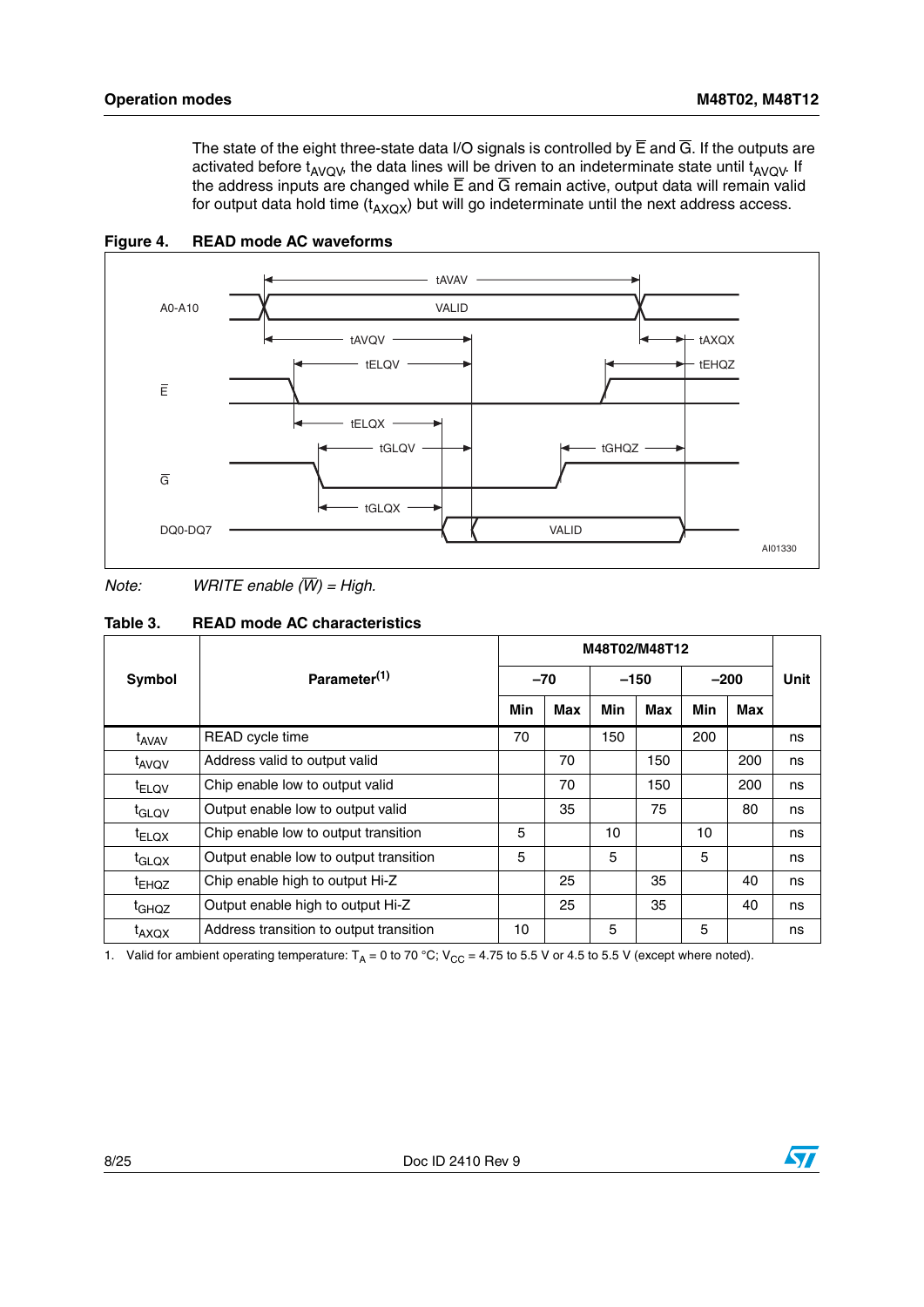The state of the eight three-state data I/O signals is controlled by $\overline{E}$ and $\overline{G}$. If the outputs are activated before $t_{AVQV}$, the data lines will be driven to an indeterminate state until $t_{AVQV}$. If the address inputs are changed while $\overline{E}$ and $\overline{G}$ remain active, output data will remain valid for output data hold time ($t_{AXQX}$) but will go indeterminate until the next address access.

**Figure 4. READ mode AC waveforms**

*Note: WRITE enable ($\overline{W}$) = High.*

**Table 3. READ mode AC characteristics**

| Symbol | Parameter[1] | M48T02/M48T12 | | | | | | Unit |
|---|---|---|---|---|---|---|---|---|
| | | –70 | | –150 | | –200 | | |
| | | Min | Max | Min | Max | Min | Max | |
| $t_{AVAV}$ | READ cycle time | 70 | | 150 | | 200 | | ns |
| $t_{AVQV}$ | Address valid to output valid | | 70 | | 150 | | 200 | ns |
| $t_{ELQV}$ | Chip enable low to output valid | | 70 | | 150 | | 200 | ns |
| $t_{GLQV}$ | Output enable low to output valid | | 35 | | 75 | | 80 | ns |
| $t_{ELQX}$ | Chip enable low to output transition | 5 | | 10 | | 10 | | ns |
| $t_{GLQX}$ | Output enable low to output transition | 5 | | 5 | | 5 | | ns |
| $t_{EHQZ}$ | Chip enable high to output Hi-Z | | 25 | | 35 | | 40 | ns |
| $t_{GHQZ}$ | Output enable high to output Hi-Z | | 25 | | 35 | | 40 | ns |
| $t_{AXQX}$ | Address transition to output transition | 10 | | 5 | | 5 | | ns |

1. Valid for ambient operating temperature: $T_A$ = 0 to 70 °C; $V_{CC}$ = 4.75 to 5.5 V or 4.5 to 5.5 V (except where noted).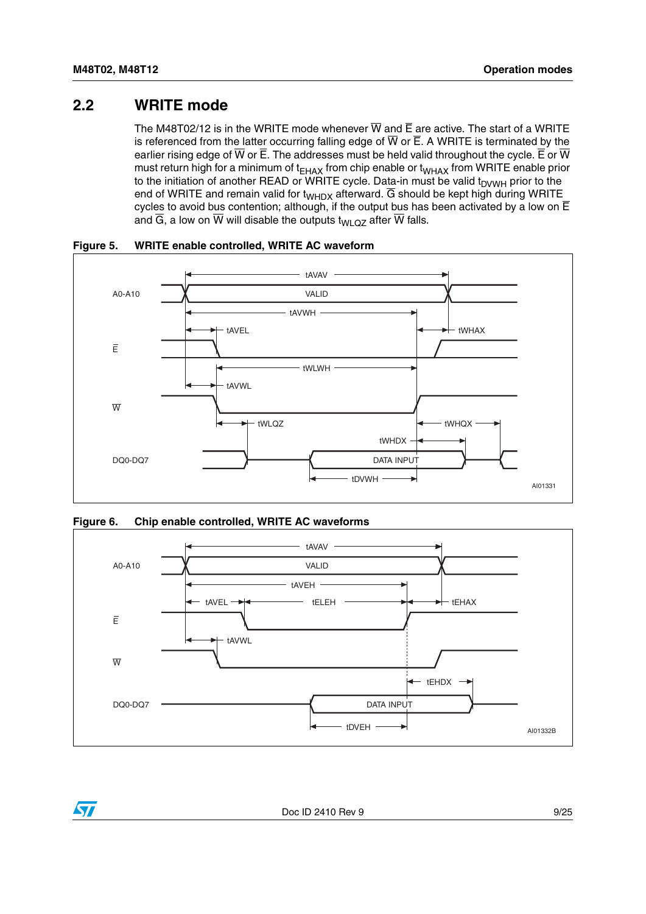## 2.2 WRITE mode

The M48T02/12 is in the WRITE mode whenever $\overline{W}$ and $\overline{E}$ are active. The start of a WRITE is referenced from the latter occurring falling edge of $\overline{W}$ or $\overline{E}$. A WRITE is terminated by the earlier rising edge of $\overline{W}$ or $\overline{E}$. The addresses must be held valid throughout the cycle. $\overline{E}$ or $\overline{W}$ must return high for a minimum of $t_{EHAX}$ from chip enable or $t_{WHAX}$ from WRITE enable prior to the initiation of another READ or WRITE cycle. Data-in must be valid $t_{DVWH}$ prior to the end of WRITE and remain valid for $t_{WHDX}$ afterward. $\overline{G}$ should be kept high during WRITE cycles to avoid bus contention; although, if the output bus has been activated by a low on $\overline{E}$ and $\overline{G}$, a low on $\overline{W}$ will disable the outputs $t_{WLQZ}$ after $\overline{W}$ falls.

**Figure 5. WRITE enable controlled, WRITE AC waveform**

**Figure 6. Chip enable controlled, WRITE AC waveforms**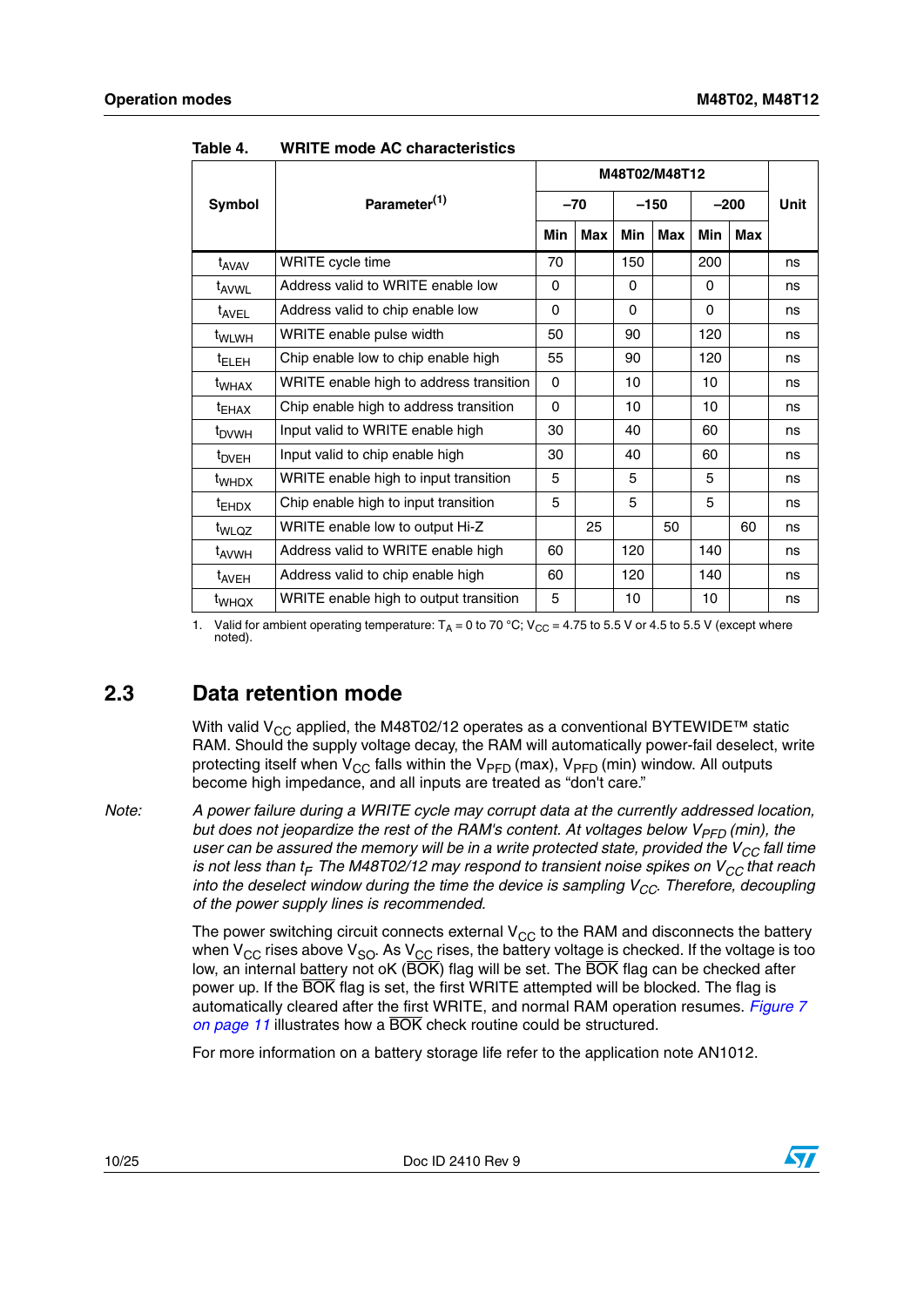Table 4. WRITE mode AC characteristics

| Symbol | Parameter[1] | M48T02/M48T12 | | | | | | Unit |
|---|---|---|---|---|---|---|---|---|
| | | –70 | | –150 | | –200 | | |
| | | Min | Max | Min | Max | Min | Max | |
| $t_{AVAV}$ | WRITE cycle time | 70 | | 150 | | 200 | | ns |
| $t_{AVWL}$ | Address valid to WRITE enable low | 0 | | 0 | | 0 | | ns |
| $t_{AVEL}$ | Address valid to chip enable low | 0 | | 0 | | 0 | | ns |
| $t_{WLWH}$ | WRITE enable pulse width | 50 | | 90 | | 120 | | ns |
| $t_{ELEH}$ | Chip enable low to chip enable high | 55 | | 90 | | 120 | | ns |
| $t_{WHAX}$ | WRITE enable high to address transition | 0 | | 10 | | 10 | | ns |
| $t_{EHAX}$ | Chip enable high to address transition | 0 | | 10 | | 10 | | ns |
| $t_{DVWH}$ | Input valid to WRITE enable high | 30 | | 40 | | 60 | | ns |
| $t_{DVEH}$ | Input valid to chip enable high | 30 | | 40 | | 60 | | ns |
| $t_{WHDX}$ | WRITE enable high to input transition | 5 | | 5 | | 5 | | ns |
| $t_{EHDX}$ | Chip enable high to input transition | 5 | | 5 | | 5 | | ns |
| $t_{WLQZ}$ | WRITE enable low to output Hi-Z | | 25 | | 50 | | 60 | ns |
| $t_{AVWH}$ | Address valid to WRITE enable high | 60 | | 120 | | 140 | | ns |
| $t_{AVEH}$ | Address valid to chip enable high | 60 | | 120 | | 140 | | ns |
| $t_{WHQX}$ | WRITE enable high to output transition | 5 | | 10 | | 10 | | ns |

1. Valid for ambient operating temperature: $T_A$ = 0 to 70 °C; $V_{CC}$ = 4.75 to 5.5 V or 4.5 to 5.5 V (except where noted).

## 2.3 Data retention mode

With valid $V_{CC}$ applied, the M48T02/12 operates as a conventional BYTEWIDE™ static RAM. Should the supply voltage decay, the RAM will automatically power-fail deselect, write protecting itself when $V_{CC}$ falls within the $V_{PFD}$ (max), $V_{PFD}$ (min) window. All outputs become high impedance, and all inputs are treated as "don't care."

Note: *A power failure during a WRITE cycle may corrupt data at the currently addressed location, but does not jeopardize the rest of the RAM's content. At voltages below $V_{PFD}$ (min), the user can be assured the memory will be in a write protected state, provided the $V_{CC}$ fall time is not less than $t_F$. The M48T02/12 may respond to transient noise spikes on $V_{CC}$ that reach into the deselect window during the time the device is sampling $V_{CC}$. Therefore, decoupling of the power supply lines is recommended.*

The power switching circuit connects external $V_{CC}$ to the RAM and disconnects the battery when $V_{CC}$ rises above $V_{SO}$. As $V_{CC}$ rises, the battery voltage is checked. If the voltage is too low, an internal battery not oK ($\overline{BOK}$) flag will be set. The $\overline{BOK}$ flag can be checked after power up. If the $\overline{BOK}$ flag is set, the first WRITE attempted will be blocked. The flag is automatically cleared after the first WRITE, and normal RAM operation resumes. *Figure 7 on page 11* illustrates how a $\overline{BOK}$ check routine could be structured.

For more information on a battery storage life refer to the application note AN1012.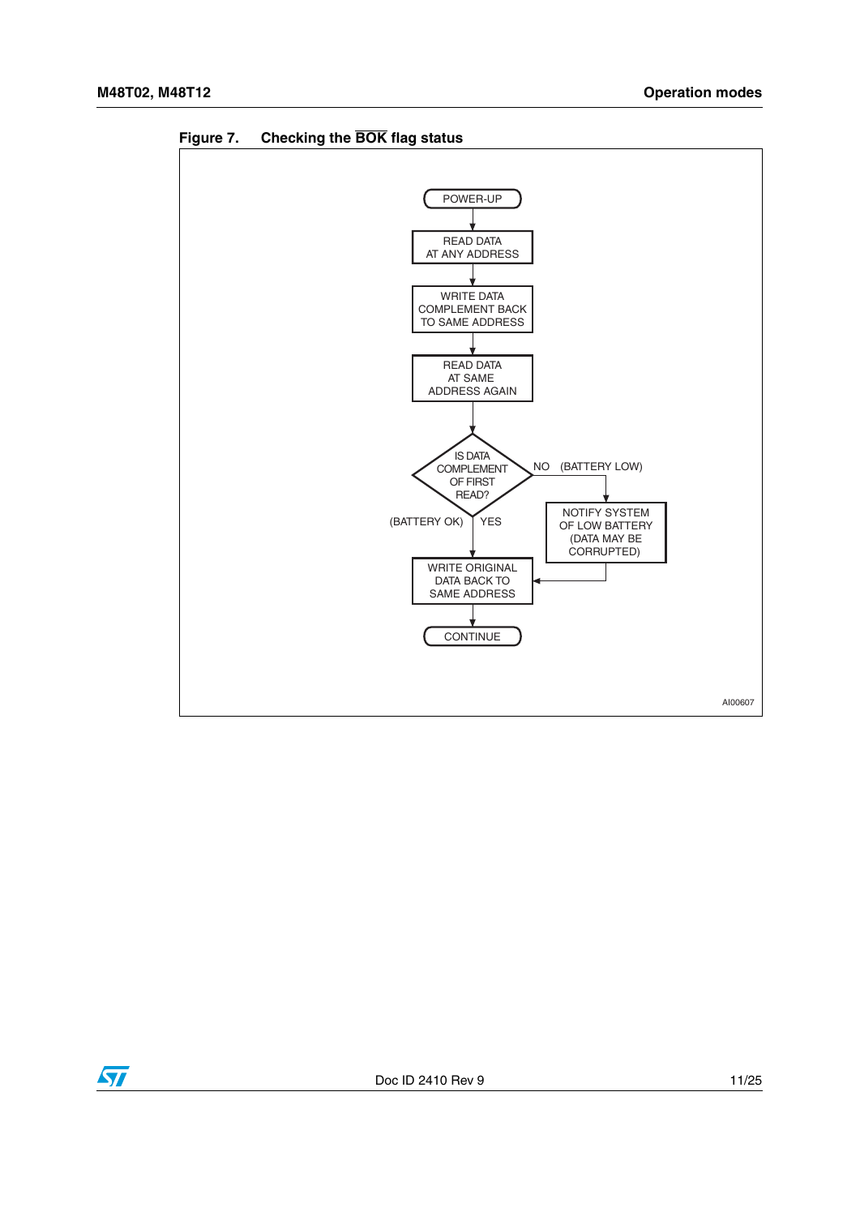**Figure 7. Checking the $\overline{\text{BOK}}$ flag status**

POWER-UP

READ DATA AT ANY ADDRESS

WRITE DATA COMPLEMENT BACK TO SAME ADDRESS

READ DATA AT SAME ADDRESS AGAIN

IS DATA COMPLEMENT OF FIRST READ?

NO (BATTERY LOW)

NOTIFY SYSTEM OF LOW BATTERY (DATA MAY BE CORRUPTED)

(BATTERY OK) YES

WRITE ORIGINAL DATA BACK TO SAME ADDRESS

CONTINUE

AI00607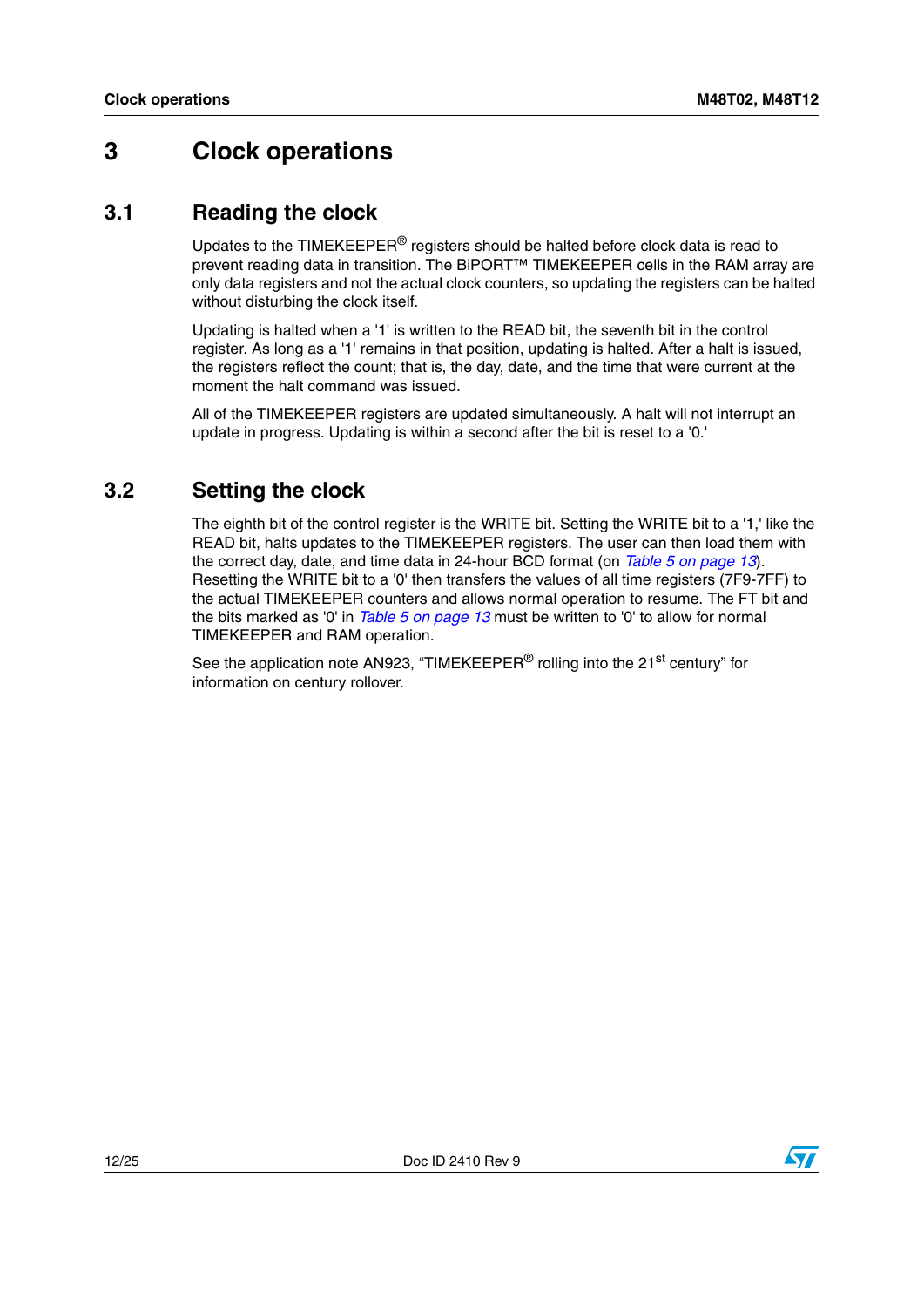# 3 Clock operations

## 3.1 Reading the clock

Updates to the TIMEKEEPER® registers should be halted before clock data is read to prevent reading data in transition. The BiPORT™ TIMEKEEPER cells in the RAM array are only data registers and not the actual clock counters, so updating the registers can be halted without disturbing the clock itself.

Updating is halted when a '1' is written to the READ bit, the seventh bit in the control register. As long as a '1' remains in that position, updating is halted. After a halt is issued, the registers reflect the count; that is, the day, date, and the time that were current at the moment the halt command was issued.

All of the TIMEKEEPER registers are updated simultaneously. A halt will not interrupt an update in progress. Updating is within a second after the bit is reset to a '0.'

## 3.2 Setting the clock

The eighth bit of the control register is the WRITE bit. Setting the WRITE bit to a '1,' like the READ bit, halts updates to the TIMEKEEPER registers. The user can then load them with the correct day, date, and time data in 24-hour BCD format (on *Table 5 on page 13*). Resetting the WRITE bit to a '0' then transfers the values of all time registers (7F9-7FF) to the actual TIMEKEEPER counters and allows normal operation to resume. The FT bit and the bits marked as '0' in *Table 5 on page 13* must be written to '0' to allow for normal TIMEKEEPER and RAM operation.

See the application note AN923, "TIMEKEEPER® rolling into the 21st century" for information on century rollover.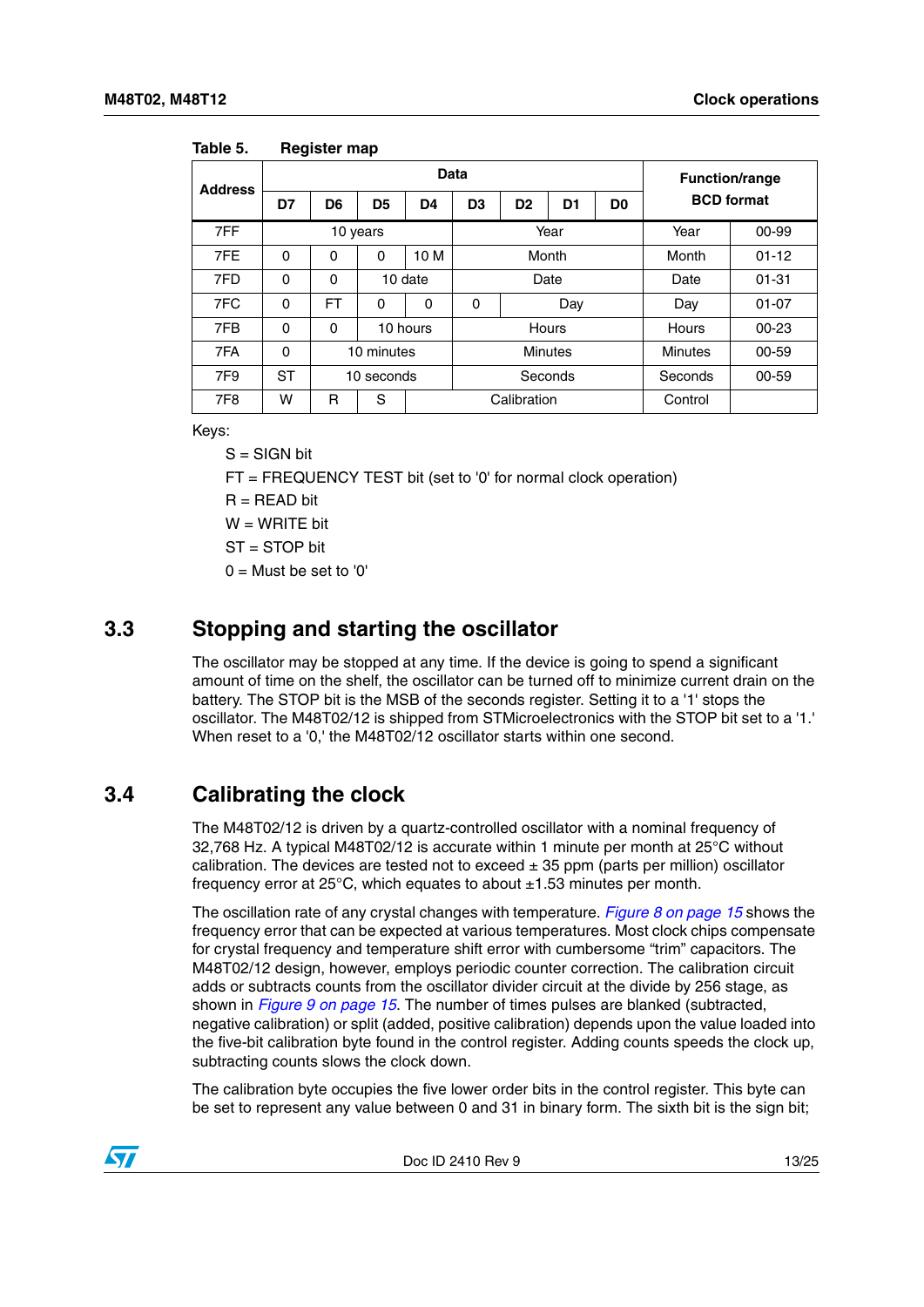**Table 5. Register map**

| Address | Data | | | | | | | | Function/range BCD format | |
|---|---|---|---|---|---|---|---|---|---|---|
| | D7 | D6 | D5 | D4 | D3 | D2 | D1 | D0 | | |
| 7FF | 10 years | | | | Year | | | | Year | 00-99 |
| 7FE | 0 | 0 | 0 | 10 M | Month | | | | Month | 01-12 |
| 7FD | 0 | 0 | 10 date | | Date | | | | Date | 01-31 |
| 7FC | 0 | FT | 0 | 0 | 0 | Day | | | Day | 01-07 |
| 7FB | 0 | 0 | 10 hours | | Hours | | | | Hours | 00-23 |
| 7FA | 0 | 10 minutes | | | Minutes | | | | Minutes | 00-59 |
| 7F9 | ST | 10 seconds | | | Seconds | | | | Seconds | 00-59 |
| 7F8 | W | R | S | Calibration | | | | | Control | |

Keys:

S = SIGN bit

FT = FREQUENCY TEST bit (set to '0' for normal clock operation)

R = READ bit

W = WRITE bit

ST = STOP bit

0 = Must be set to '0'

## 3.3 Stopping and starting the oscillator

The oscillator may be stopped at any time. If the device is going to spend a significant amount of time on the shelf, the oscillator can be turned off to minimize current drain on the battery. The STOP bit is the MSB of the seconds register. Setting it to a '1' stops the oscillator. The M48T02/12 is shipped from STMicroelectronics with the STOP bit set to a '1.' When reset to a '0,' the M48T02/12 oscillator starts within one second.

## 3.4 Calibrating the clock

The M48T02/12 is driven by a quartz-controlled oscillator with a nominal frequency of 32,768 Hz. A typical M48T02/12 is accurate within 1 minute per month at 25°C without calibration. The devices are tested not to exceed ± 35 ppm (parts per million) oscillator frequency error at 25°C, which equates to about ±1.53 minutes per month.

The oscillation rate of any crystal changes with temperature. *Figure 8 on page 15* shows the frequency error that can be expected at various temperatures. Most clock chips compensate for crystal frequency and temperature shift error with cumbersome “trim” capacitors. The M48T02/12 design, however, employs periodic counter correction. The calibration circuit adds or subtracts counts from the oscillator divider circuit at the divide by 256 stage, as shown in *Figure 9 on page 15*. The number of times pulses are blanked (subtracted, negative calibration) or split (added, positive calibration) depends upon the value loaded into the five-bit calibration byte found in the control register. Adding counts speeds the clock up, subtracting counts slows the clock down.

The calibration byte occupies the five lower order bits in the control register. This byte can be set to represent any value between 0 and 31 in binary form. The sixth bit is the sign bit;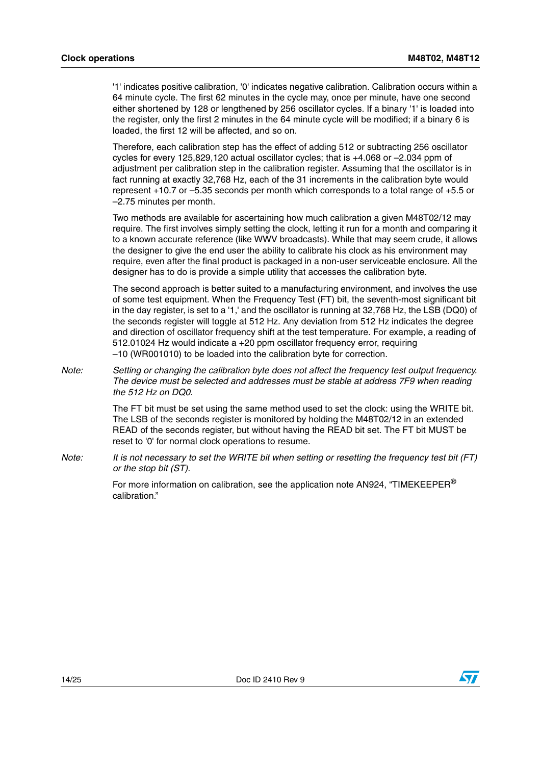'1' indicates positive calibration, '0' indicates negative calibration. Calibration occurs within a 64 minute cycle. The first 62 minutes in the cycle may, once per minute, have one second either shortened by 128 or lengthened by 256 oscillator cycles. If a binary '1' is loaded into the register, only the first 2 minutes in the 64 minute cycle will be modified; if a binary 6 is loaded, the first 12 will be affected, and so on.

Therefore, each calibration step has the effect of adding 512 or subtracting 256 oscillator cycles for every 125,829,120 actual oscillator cycles; that is +4.068 or –2.034 ppm of adjustment per calibration step in the calibration register. Assuming that the oscillator is in fact running at exactly 32,768 Hz, each of the 31 increments in the calibration byte would represent +10.7 or –5.35 seconds per month which corresponds to a total range of +5.5 or –2.75 minutes per month.

Two methods are available for ascertaining how much calibration a given M48T02/12 may require. The first involves simply setting the clock, letting it run for a month and comparing it to a known accurate reference (like WWV broadcasts). While that may seem crude, it allows the designer to give the end user the ability to calibrate his clock as his environment may require, even after the final product is packaged in a non-user serviceable enclosure. All the designer has to do is provide a simple utility that accesses the calibration byte.

The second approach is better suited to a manufacturing environment, and involves the use of some test equipment. When the Frequency Test (FT) bit, the seventh-most significant bit in the day register, is set to a '1,' and the oscillator is running at 32,768 Hz, the LSB (DQ0) of the seconds register will toggle at 512 Hz. Any deviation from 512 Hz indicates the degree and direction of oscillator frequency shift at the test temperature. For example, a reading of 512.01024 Hz would indicate a +20 ppm oscillator frequency error, requiring –10 (WR001010) to be loaded into the calibration byte for correction.

*Note: Setting or changing the calibration byte does not affect the frequency test output frequency. The device must be selected and addresses must be stable at address 7F9 when reading the 512 Hz on DQ0.*

The FT bit must be set using the same method used to set the clock: using the WRITE bit. The LSB of the seconds register is monitored by holding the M48T02/12 in an extended READ of the seconds register, but without having the READ bit set. The FT bit MUST be reset to '0' for normal clock operations to resume.

*Note: It is not necessary to set the WRITE bit when setting or resetting the frequency test bit (FT) or the stop bit (ST).*

For more information on calibration, see the application note AN924, "TIMEKEEPER® calibration."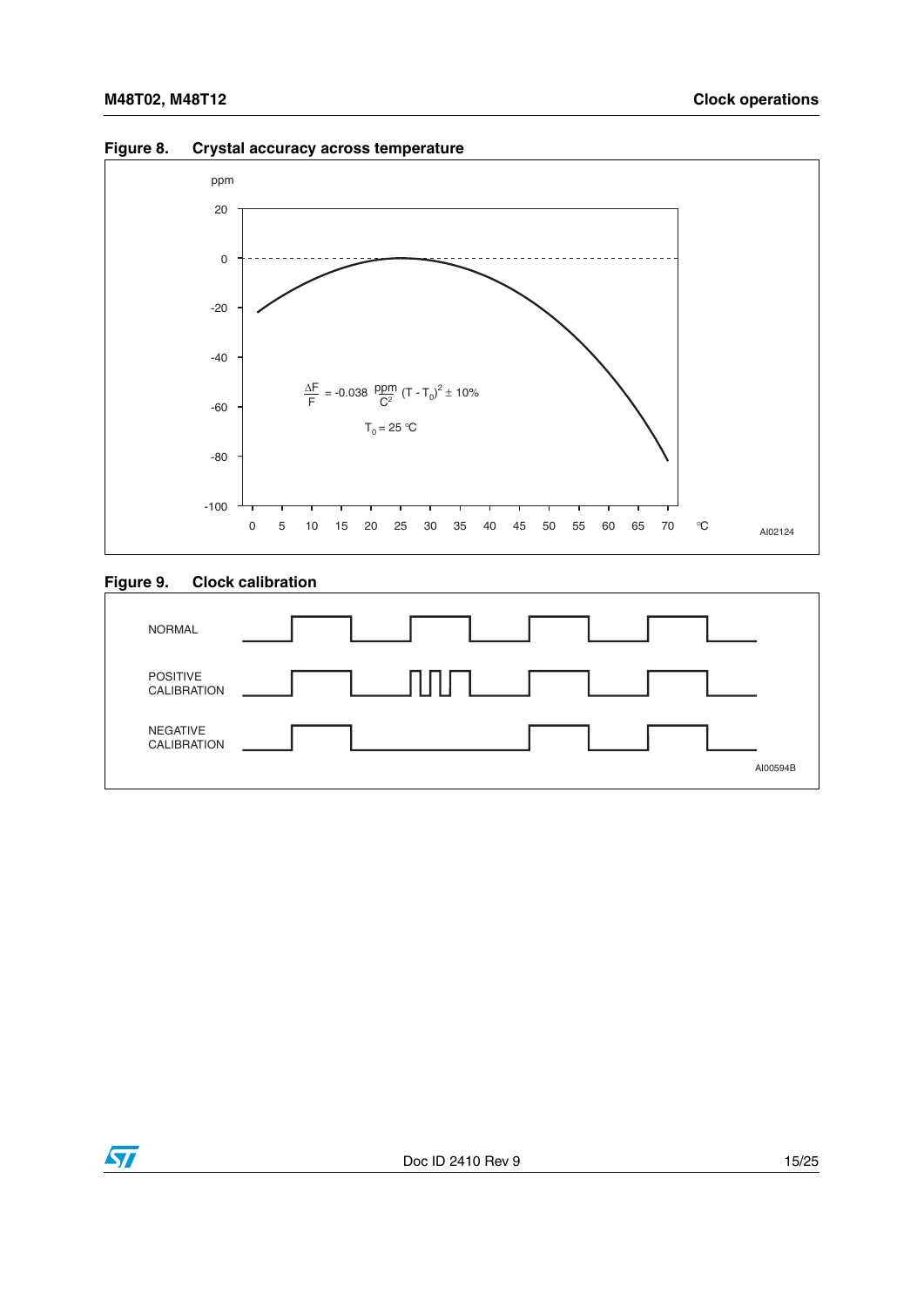**Figure 8. Crystal accuracy across temperature**

$$\frac{\Delta F}{F} = -0.038 \frac{ppm}{C^2} (T - T_0)^2 \pm 10\%$$

$T_0 = 25$ °C

**Figure 9. Clock calibration**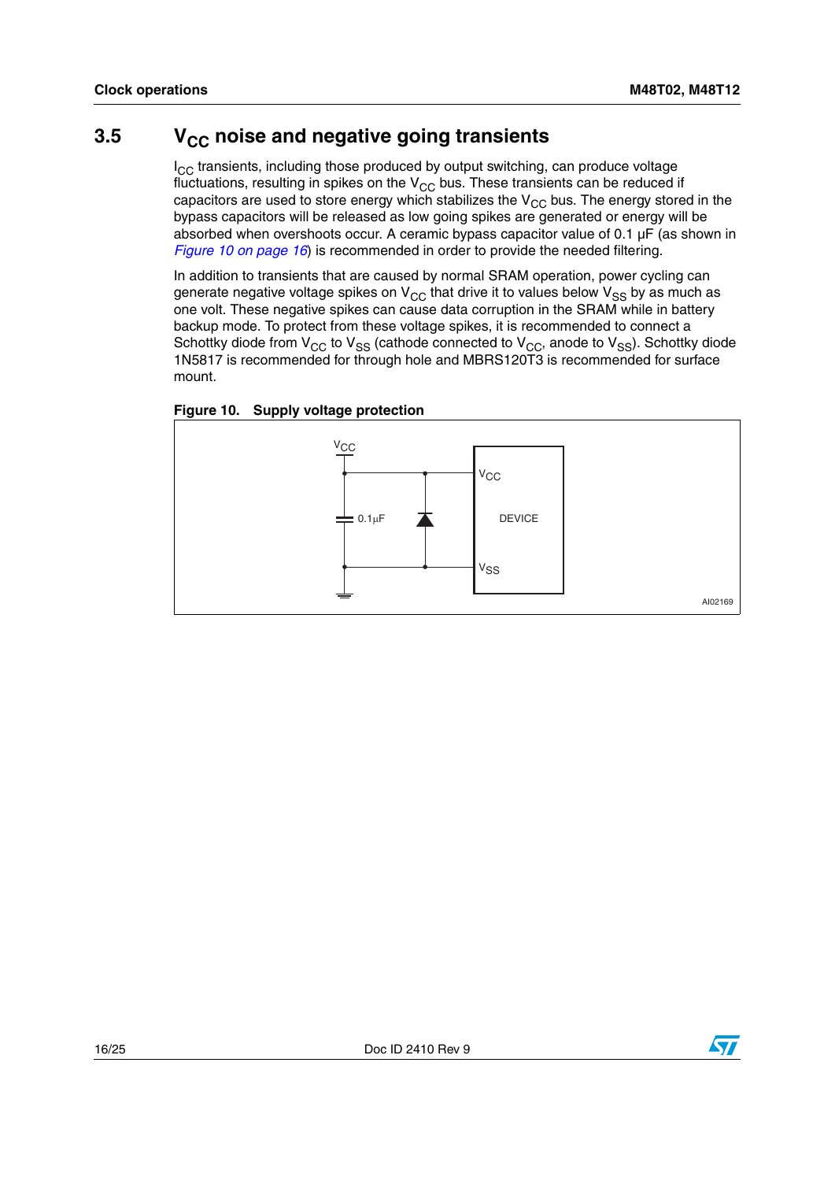## 3.5 $V_{CC}$ noise and negative going transients

$I_{CC}$ transients, including those produced by output switching, can produce voltage fluctuations, resulting in spikes on the $V_{CC}$ bus. These transients can be reduced if capacitors are used to store energy which stabilizes the $V_{CC}$ bus. The energy stored in the bypass capacitors will be released as low going spikes are generated or energy will be absorbed when overshoots occur. A ceramic bypass capacitor value of 0.1 µF (as shown in *Figure 10 on page 16*) is recommended in order to provide the needed filtering.

In addition to transients that are caused by normal SRAM operation, power cycling can generate negative voltage spikes on $V_{CC}$ that drive it to values below $V_{SS}$ by as much as one volt. These negative spikes can cause data corruption in the SRAM while in battery backup mode. To protect from these voltage spikes, it is recommended to connect a Schottky diode from $V_{CC}$ to $V_{SS}$ (cathode connected to $V_{CC}$, anode to $V_{SS}$). Schottky diode 1N5817 is recommended for through hole and MBRS120T3 is recommended for surface mount.

**Figure 10. Supply voltage protection**

$V_{CC}$

0.1µF

$V_{CC}$

DEVICE

$V_{SS}$

AI02169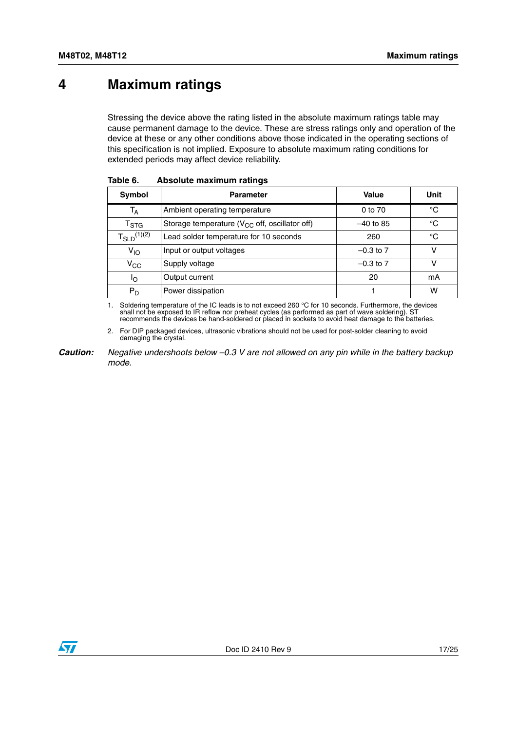# 4 Maximum ratings

Stressing the device above the rating listed in the absolute maximum ratings table may cause permanent damage to the device. These are stress ratings only and operation of the device at these or any other conditions above those indicated in the operating sections of this specification is not implied. Exposure to absolute maximum rating conditions for extended periods may affect device reliability.

**Table 6. Absolute maximum ratings**

| Symbol | Parameter | Value | Unit |
|---|---|---|---|
| $T_A$ | Ambient operating temperature | 0 to 70 | °C |
| $T_{STG}$ | Storage temperature ($V_{CC}$ off, oscillator off) | –40 to 85 | °C |
| $T_{SLD}$[(1)(2)] | Lead solder temperature for 10 seconds | 260 | °C |
| $V_{IO}$ | Input or output voltages | –0.3 to 7 | V |
| $V_{CC}$ | Supply voltage | –0.3 to 7 | V |
| $I_O$ | Output current | 20 | mA |
| $P_D$ | Power dissipation | 1 | W |

1. Soldering temperature of the IC leads is to not exceed 260 °C for 10 seconds. Furthermore, the devices shall not be exposed to IR reflow nor preheat cycles (as performed as part of wave soldering). ST recommends the devices be hand-soldered or placed in sockets to avoid heat damage to the batteries.
2. For DIP packaged devices, ultrasonic vibrations should not be used for post-solder cleaning to avoid damaging the crystal.

***Caution:*** *Negative undershoots below –0.3 V are not allowed on any pin while in the battery backup mode.*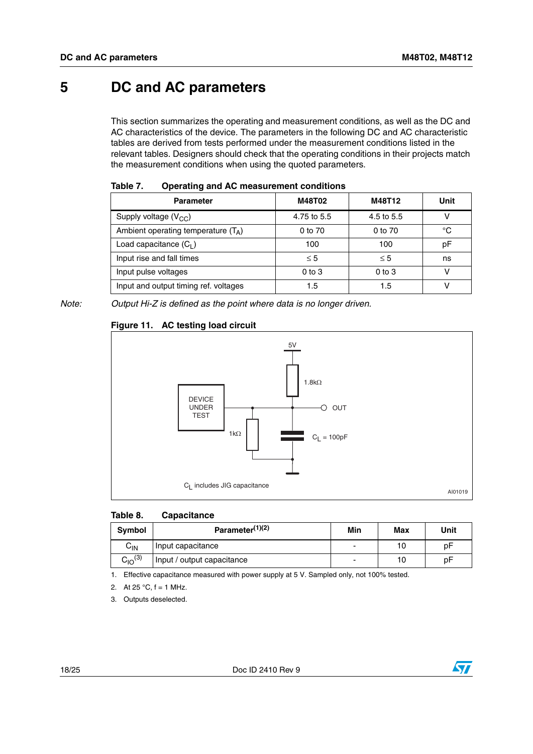# 5 DC and AC parameters

This section summarizes the operating and measurement conditions, as well as the DC and AC characteristics of the device. The parameters in the following DC and AC characteristic tables are derived from tests performed under the measurement conditions listed in the relevant tables. Designers should check that the operating conditions in their projects match the measurement conditions when using the quoted parameters.

**Table 7. Operating and AC measurement conditions**

| Parameter | M48T02 | M48T12 | Unit |
|---|---|---|---|
| Supply voltage ($V_{CC}$) | 4.75 to 5.5 | 4.5 to 5.5 | V |
| Ambient operating temperature ($T_A$) | 0 to 70 | 0 to 70 | °C |
| Load capacitance ($C_L$) | 100 | 100 | pF |
| Input rise and fall times | ≤ 5 | ≤ 5 | ns |
| Input pulse voltages | 0 to 3 | 0 to 3 | V |
| Input and output timing ref. voltages | 1.5 | 1.5 | V |

Note: *Output Hi-Z is defined as the point where data is no longer driven.*

**Figure 11. AC testing load circuit**

DEVICE UNDER TEST, 5V, 1.8kΩ, OUT, 1kΩ, $C_L$ = 100pF

$C_L$ includes JIG capacitance

AI01019

**Table 8. Capacitance**

| Symbol | Parameter[(1)(2)] | Min | Max | Unit |
|---|---|---|---|---|
| $C_{IN}$ | Input capacitance | - | 10 | pF |
| $C_{IO}$[(3)] | Input / output capacitance | - | 10 | pF |

1. Effective capacitance measured with power supply at 5 V. Sampled only, not 100% tested.
2. At 25 °C, f = 1 MHz.
3. Outputs deselected.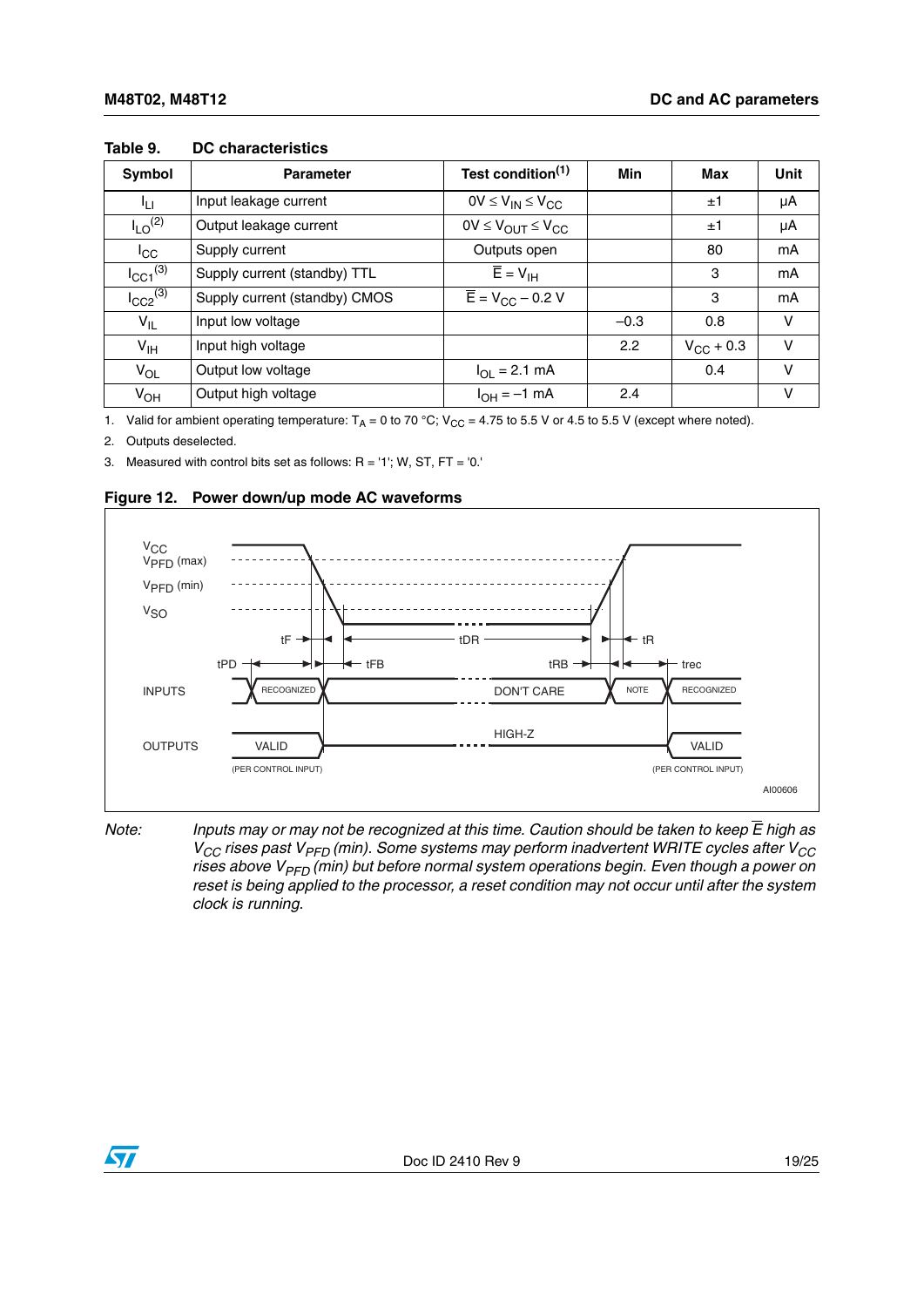**Table 9. DC characteristics**

| Symbol | Parameter | Test condition[1] | Min | Max | Unit |
|---|---|---|---|---|---|
| $I_{LI}$ | Input leakage current | $0V \le V_{IN} \le V_{CC}$ | | ±1 | µA |
| $I_{LO}$[2] | Output leakage current | $0V \le V_{OUT} \le V_{CC}$ | | ±1 | µA |
| $I_{CC}$ | Supply current | Outputs open | | 80 | mA |
| $I_{CC1}$[3] | Supply current (standby) TTL | $\overline{E} = V_{IH}$ | | 3 | mA |
| $I_{CC2}$[3] | Supply current (standby) CMOS | $\overline{E} = V_{CC} - 0.2$ V | | 3 | mA |
| $V_{IL}$ | Input low voltage | | –0.3 | 0.8 | V |
| $V_{IH}$ | Input high voltage | | 2.2 | $V_{CC} + 0.3$ | V |
| $V_{OL}$ | Output low voltage | $I_{OL} = 2.1$ mA | | 0.4 | V |
| $V_{OH}$ | Output high voltage | $I_{OH} = -1$ mA | 2.4 | | V |

1. Valid for ambient operating temperature: $T_A = 0$ to 70 °C; $V_{CC} = 4.75$ to 5.5 V or 4.5 to 5.5 V (except where noted).
2. Outputs deselected.
3. Measured with control bits set as follows: R = '1'; W, ST, FT = '0.'

**Figure 12. Power down/up mode AC waveforms**

*Note: Inputs may or may not be recognized at this time. Caution should be taken to keep $\overline{E}$ high as $V_{CC}$ rises past $V_{PFD}$ (min). Some systems may perform inadvertent WRITE cycles after $V_{CC}$ rises above $V_{PFD}$ (min) but before normal system operations begin. Even though a power on reset is being applied to the processor, a reset condition may not occur until after the system clock is running.*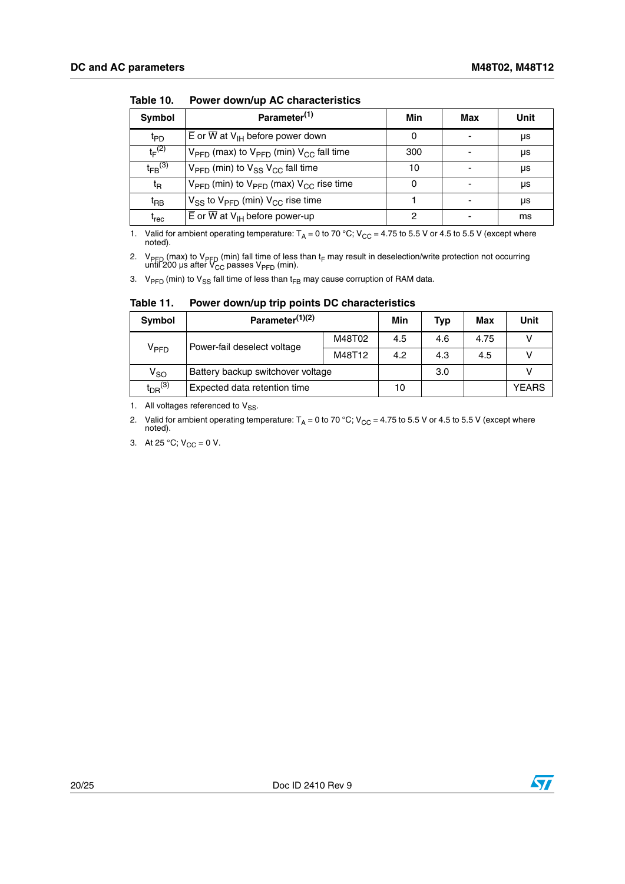**Table 10. Power down/up AC characteristics**

| Symbol | Parameter[1] | Min | Max | Unit |
|---|---|---|---|---|
| $t_{PD}$ | $\overline{E}$ or $\overline{W}$ at $V_{IH}$ before power down | 0 | - | µs |
| $t_F$[2] | $V_{PFD}$ (max) to $V_{PFD}$ (min) $V_{CC}$ fall time | 300 | - | µs |
| $t_{FB}$[3] | $V_{PFD}$ (min) to $V_{SS}$ $V_{CC}$ fall time | 10 | - | µs |
| $t_R$ | $V_{PFD}$ (min) to $V_{PFD}$ (max) $V_{CC}$ rise time | 0 | - | µs |
| $t_{RB}$ | $V_{SS}$ to $V_{PFD}$ (min) $V_{CC}$ rise time | 1 | - | µs |
| $t_{rec}$ | $\overline{E}$ or $\overline{W}$ at $V_{IH}$ before power-up | 2 | - | ms |

1. Valid for ambient operating temperature: $T_A$ = 0 to 70 °C; $V_{CC}$ = 4.75 to 5.5 V or 4.5 to 5.5 V (except where noted).
2. $V_{PFD}$ (max) to $V_{PFD}$ (min) fall time of less than $t_F$ may result in deselection/write protection not occurring until 200 µs after $V_{CC}$ passes $V_{PFD}$ (min).
3. $V_{PFD}$ (min) to $V_{SS}$ fall time of less than $t_{FB}$ may cause corruption of RAM data.

**Table 11. Power down/up trip points DC characteristics**

| Symbol | Parameter[1][2] | | Min | Typ | Max | Unit |
|---|---|---|---|---|---|---|
| $V_{PFD}$ | Power-fail deselect voltage | M48T02 | 4.5 | 4.6 | 4.75 | V |
| | | M48T12 | 4.2 | 4.3 | 4.5 | V |
| $V_{SO}$ | Battery backup switchover voltage | | | 3.0 | | V |
| $t_{DR}$[3] | Expected data retention time | | 10 | | | YEARS |

1. All voltages referenced to $V_{SS}$.
2. Valid for ambient operating temperature: $T_A$ = 0 to 70 °C; $V_{CC}$ = 4.75 to 5.5 V or 4.5 to 5.5 V (except where noted).
3. At 25 °C; $V_{CC}$ = 0 V.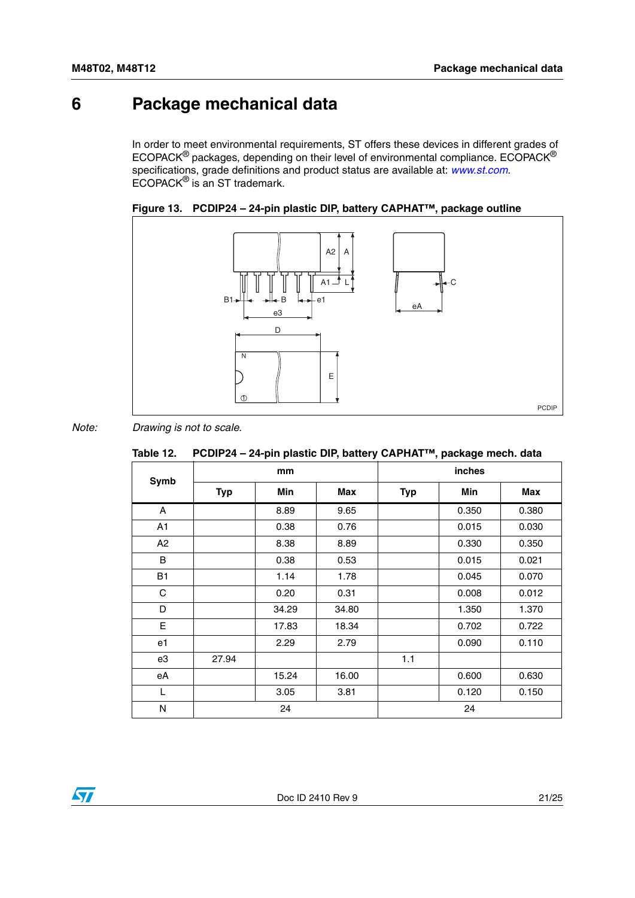# 6 Package mechanical data

In order to meet environmental requirements, ST offers these devices in different grades of ECOPACK® packages, depending on their level of environmental compliance. ECOPACK® specifications, grade definitions and product status are available at: *www.st.com*. ECOPACK® is an ST trademark.

**Figure 13. PCDIP24 – 24-pin plastic DIP, battery CAPHAT™, package outline**

*Note: Drawing is not to scale.*

**Table 12. PCDIP24 – 24-pin plastic DIP, battery CAPHAT™, package mech. data**

| Symb | mm | | | inches | | |
|---|---|---|---|---|---|---|
| | Typ | Min | Max | Typ | Min | Max |
| A | | 8.89 | 9.65 | | 0.350 | 0.380 |
| A1 | | 0.38 | 0.76 | | 0.015 | 0.030 |
| A2 | | 8.38 | 8.89 | | 0.330 | 0.350 |
| B | | 0.38 | 0.53 | | 0.015 | 0.021 |
| B1 | | 1.14 | 1.78 | | 0.045 | 0.070 |
| C | | 0.20 | 0.31 | | 0.008 | 0.012 |
| D | | 34.29 | 34.80 | | 1.350 | 1.370 |
| E | | 17.83 | 18.34 | | 0.702 | 0.722 |
| e1 | | 2.29 | 2.79 | | 0.090 | 0.110 |
| e3 | 27.94 | | | 1.1 | | |
| eA | | 15.24 | 16.00 | | 0.600 | 0.630 |
| L | | 3.05 | 3.81 | | 0.120 | 0.150 |
| N | | 24 | | | 24 | |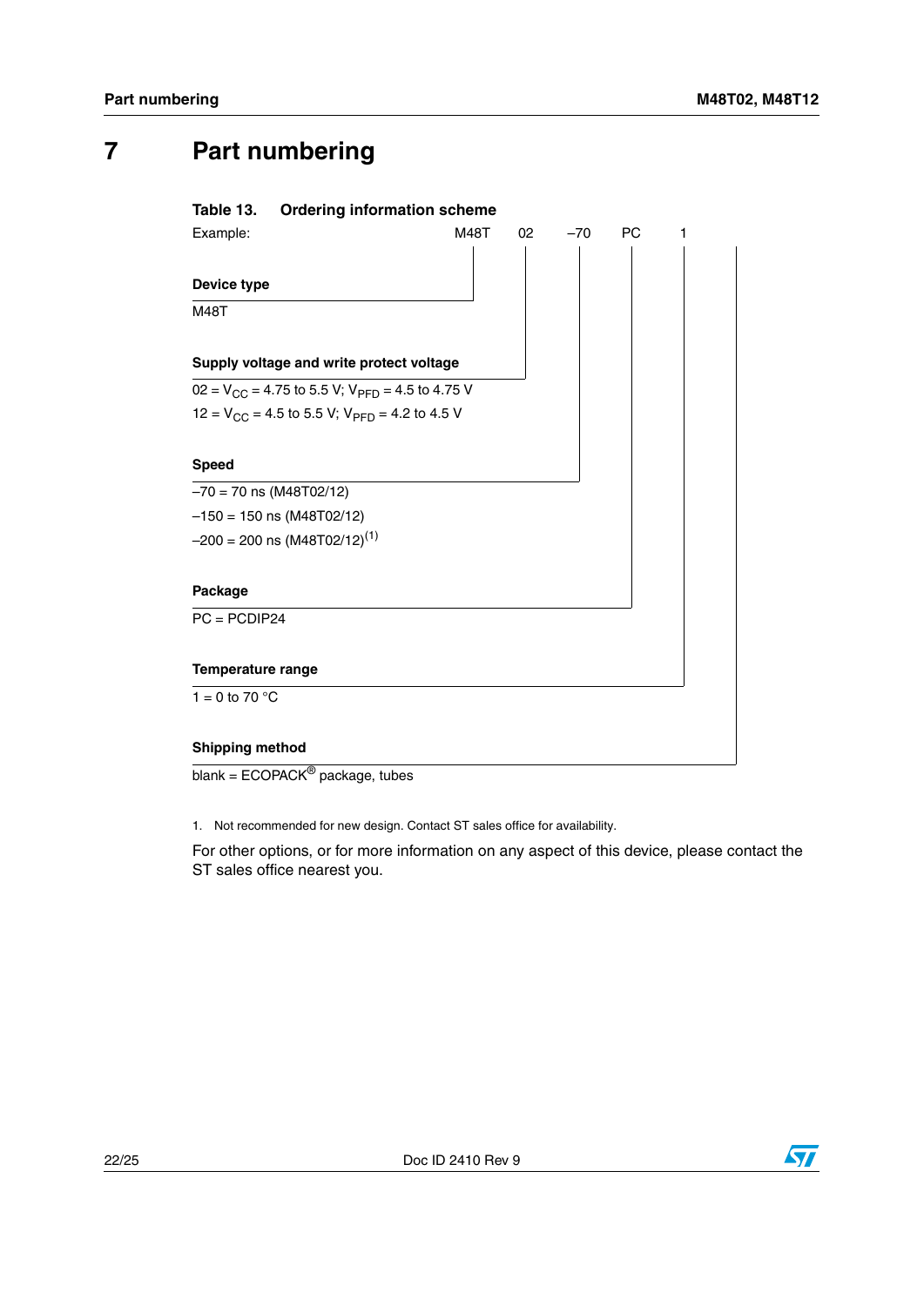# 7 Part numbering

**Table 13. Ordering information scheme**

Example: M48T 02 –70 PC 1

**Device type**

M48T

**Supply voltage and write protect voltage**

02 = $V_{CC}$ = 4.75 to 5.5 V; $V_{PFD}$ = 4.5 to 4.75 V

12 = $V_{CC}$ = 4.5 to 5.5 V; $V_{PFD}$ = 4.2 to 4.5 V

**Speed**

–70 = 70 ns (M48T02/12)

–150 = 150 ns (M48T02/12)

–200 = 200 ns (M48T02/12)[1]

**Package**

PC = PCDIP24

**Temperature range**

1 = 0 to 70 °C

**Shipping method**

blank = ECOPACK® package, tubes

1. Not recommended for new design. Contact ST sales office for availability.

For other options, or for more information on any aspect of this device, please contact the ST sales office nearest you.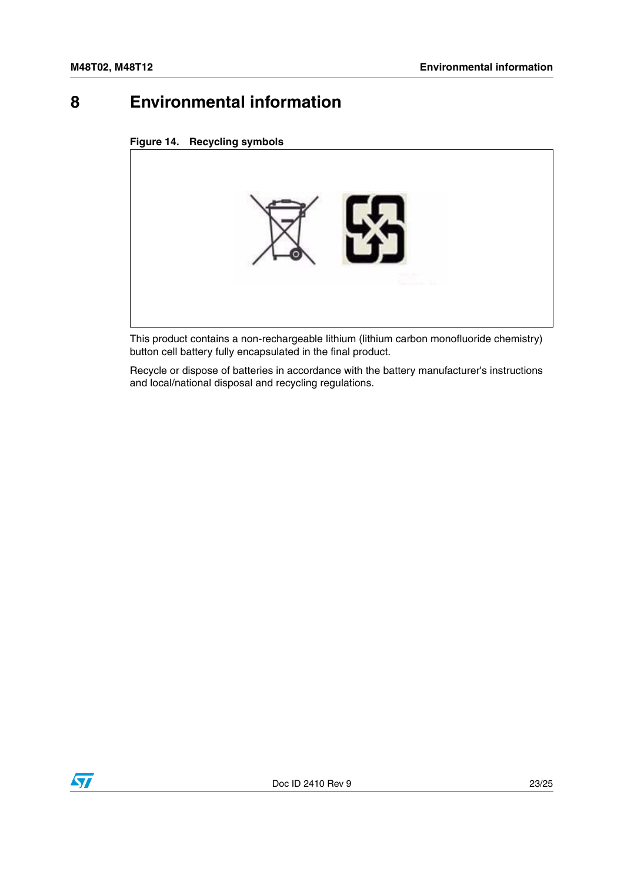# 8 Environmental information

Figure 14. Recycling symbols

This product contains a non-rechargeable lithium (lithium carbon monofluoride chemistry) button cell battery fully encapsulated in the final product.

Recycle or dispose of batteries in accordance with the battery manufacturer's instructions and local/national disposal and recycling regulations.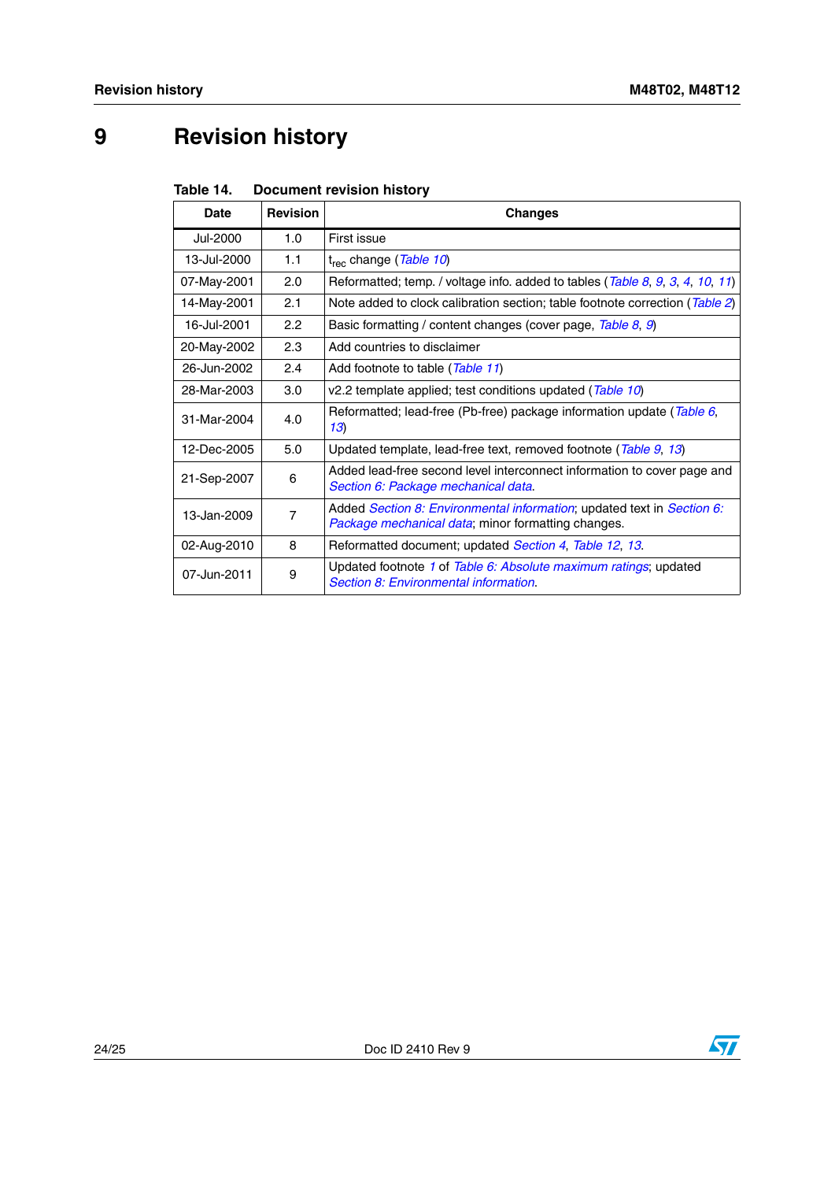# 9 Revision history

Table 14. Document revision history

| Date | Revision | Changes |
|---|---|---|
| Jul-2000 | 1.0 | First issue |
| 13-Jul-2000 | 1.1 | $t_{rec}$ change (Table 10) |
| 07-May-2001 | 2.0 | Reformatted; temp. / voltage info. added to tables (Table 8, 9, 3, 4, 10, 11) |
| 14-May-2001 | 2.1 | Note added to clock calibration section; table footnote correction (Table 2) |
| 16-Jul-2001 | 2.2 | Basic formatting / content changes (cover page, Table 8, 9) |
| 20-May-2002 | 2.3 | Add countries to disclaimer |
| 26-Jun-2002 | 2.4 | Add footnote to table (Table 11) |
| 28-Mar-2003 | 3.0 | v2.2 template applied; test conditions updated (Table 10) |
| 31-Mar-2004 | 4.0 | Reformatted; lead-free (Pb-free) package information update (Table 6, 13) |
| 12-Dec-2005 | 5.0 | Updated template, lead-free text, removed footnote (Table 9, 13) |
| 21-Sep-2007 | 6 | Added lead-free second level interconnect information to cover page and Section 6: Package mechanical data. |
| 13-Jan-2009 | 7 | Added Section 8: Environmental information; updated text in Section 6: Package mechanical data; minor formatting changes. |
| 02-Aug-2010 | 8 | Reformatted document; updated Section 4, Table 12, 13. |
| 07-Jun-2011 | 9 | Updated footnote 1 of Table 6: Absolute maximum ratings; updated Section 8: Environmental information. |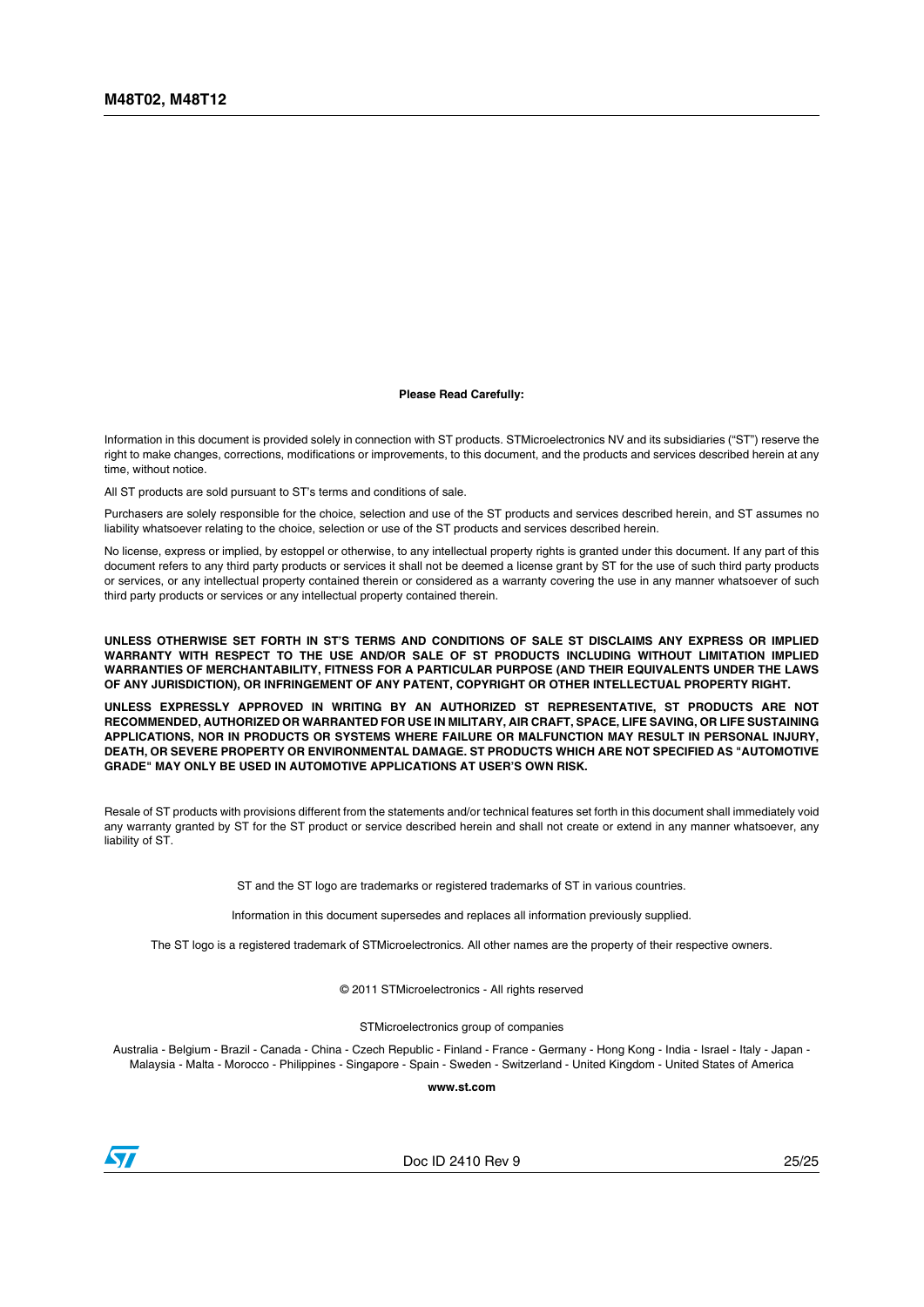**Please Read Carefully:**

Information in this document is provided solely in connection with ST products. STMicroelectronics NV and its subsidiaries ("ST") reserve the right to make changes, corrections, modifications or improvements, to this document, and the products and services described herein at any time, without notice.

All ST products are sold pursuant to ST's terms and conditions of sale.

Purchasers are solely responsible for the choice, selection and use of the ST products and services described herein, and ST assumes no liability whatsoever relating to the choice, selection or use of the ST products and services described herein.

No license, express or implied, by estoppel or otherwise, to any intellectual property rights is granted under this document. If any part of this document refers to any third party products or services it shall not be deemed a license grant by ST for the use of such third party products or services, or any intellectual property contained therein or considered as a warranty covering the use in any manner whatsoever of such third party products or services or any intellectual property contained therein.

**UNLESS OTHERWISE SET FORTH IN ST'S TERMS AND CONDITIONS OF SALE ST DISCLAIMS ANY EXPRESS OR IMPLIED WARRANTY WITH RESPECT TO THE USE AND/OR SALE OF ST PRODUCTS INCLUDING WITHOUT LIMITATION IMPLIED WARRANTIES OF MERCHANTABILITY, FITNESS FOR A PARTICULAR PURPOSE (AND THEIR EQUIVALENTS UNDER THE LAWS OF ANY JURISDICTION), OR INFRINGEMENT OF ANY PATENT, COPYRIGHT OR OTHER INTELLECTUAL PROPERTY RIGHT.**

**UNLESS EXPRESSLY APPROVED IN WRITING BY AN AUTHORIZED ST REPRESENTATIVE, ST PRODUCTS ARE NOT RECOMMENDED, AUTHORIZED OR WARRANTED FOR USE IN MILITARY, AIR CRAFT, SPACE, LIFE SAVING, OR LIFE SUSTAINING APPLICATIONS, NOR IN PRODUCTS OR SYSTEMS WHERE FAILURE OR MALFUNCTION MAY RESULT IN PERSONAL INJURY, DEATH, OR SEVERE PROPERTY OR ENVIRONMENTAL DAMAGE. ST PRODUCTS WHICH ARE NOT SPECIFIED AS "AUTOMOTIVE GRADE" MAY ONLY BE USED IN AUTOMOTIVE APPLICATIONS AT USER'S OWN RISK.**

Resale of ST products with provisions different from the statements and/or technical features set forth in this document shall immediately void any warranty granted by ST for the ST product or service described herein and shall not create or extend in any manner whatsoever, any liability of ST.

ST and the ST logo are trademarks or registered trademarks of ST in various countries.

Information in this document supersedes and replaces all information previously supplied.

The ST logo is a registered trademark of STMicroelectronics. All other names are the property of their respective owners.

© 2011 STMicroelectronics - All rights reserved

STMicroelectronics group of companies

Australia - Belgium - Brazil - Canada - China - Czech Republic - Finland - France - Germany - Hong Kong - India - Israel - Italy - Japan - Malaysia - Malta - Morocco - Philippines - Singapore - Spain - Sweden - Switzerland - United Kingdom - United States of America

**www.st.com**